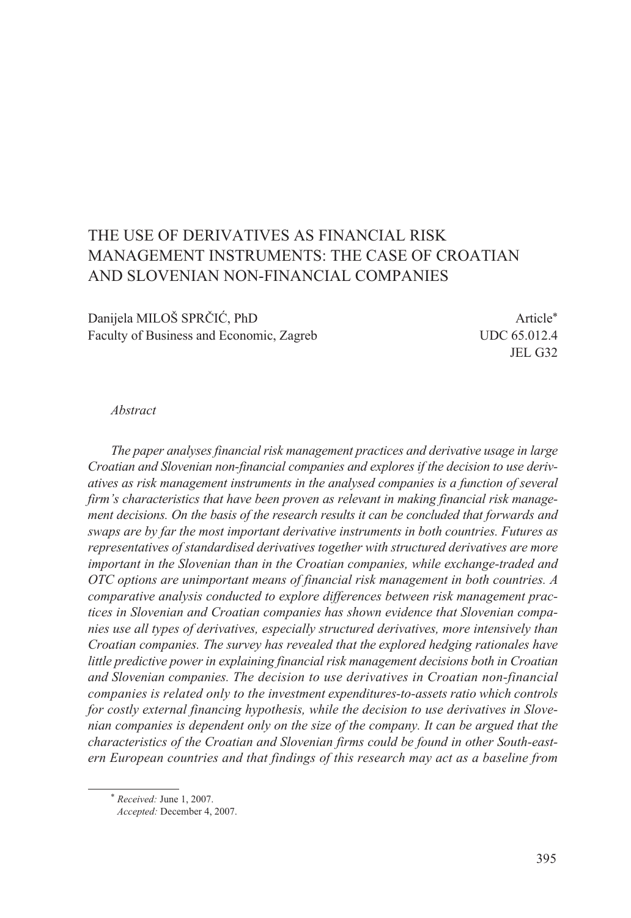# THE USE OF DERIVATIVES AS FINANCIAL RISK MANAGEMENT INSTRUMENTS: THE CASE OF CROATIAN AND SLOVENIAN NON-FINANCIAL COMPANIES

Danijela MILOŠ SPRČIĆ, PhD
Faculty of Business and Economic, Zagreb

Article*
UDC 65.012.4
JEL G32

*Abstract*

*The paper analyses financial risk management practices and derivative usage in large Croatian and Slovenian non-financial companies and explores if the decision to use derivatives as risk management instruments in the analysed companies is a function of several firm's characteristics that have been proven as relevant in making financial risk management decisions. On the basis of the research results it can be concluded that forwards and swaps are by far the most important derivative instruments in both countries. Futures as representatives of standardised derivatives together with structured derivatives are more important in the Slovenian than in the Croatian companies, while exchange-traded and OTC options are unimportant means of financial risk management in both countries. A comparative analysis conducted to explore differences between risk management practices in Slovenian and Croatian companies has shown evidence that Slovenian companies use all types of derivatives, especially structured derivatives, more intensively than Croatian companies. The survey has revealed that the explored hedging rationales have little predictive power in explaining financial risk management decisions both in Croatian and Slovenian companies. The decision to use derivatives in Croatian non-financial companies is related only to the investment expenditures-to-assets ratio which controls for costly external financing hypothesis, while the decision to use derivatives in Slovenian companies is dependent only on the size of the company. It can be argued that the characteristics of the Croatian and Slovenian firms could be found in other South-eastern European countries and that findings of this research may act as a baseline from*

---

\* *Received:* June 1, 2007.
*Accepted:* December 4, 2007.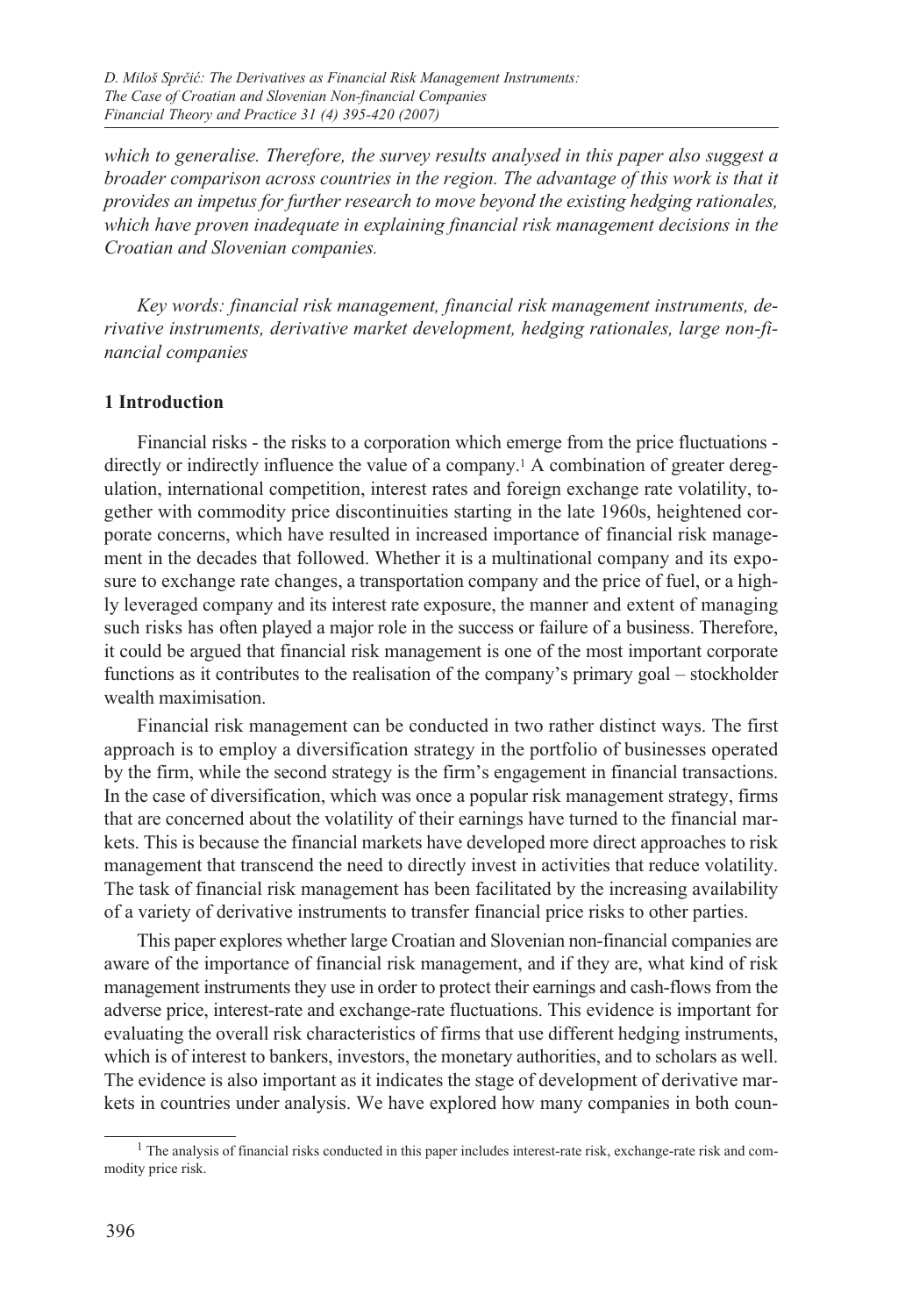*which to generalise. Therefore, the survey results analysed in this paper also suggest a broader comparison across countries in the region. The advantage of this work is that it provides an impetus for further research to move beyond the existing hedging rationales, which have proven inadequate in explaining financial risk management decisions in the Croatian and Slovenian companies.*

*Key words: financial risk management, financial risk management instruments, derivative instruments, derivative market development, hedging rationales, large non-financial companies*

## 1 Introduction

Financial risks - the risks to a corporation which emerge from the price fluctuations - directly or indirectly influence the value of a company.[1] A combination of greater deregulation, international competition, interest rates and foreign exchange rate volatility, together with commodity price discontinuities starting in the late 1960s, heightened corporate concerns, which have resulted in increased importance of financial risk management in the decades that followed. Whether it is a multinational company and its exposure to exchange rate changes, a transportation company and the price of fuel, or a highly leveraged company and its interest rate exposure, the manner and extent of managing such risks has often played a major role in the success or failure of a business. Therefore, it could be argued that financial risk management is one of the most important corporate functions as it contributes to the realisation of the company's primary goal – stockholder wealth maximisation.

Financial risk management can be conducted in two rather distinct ways. The first approach is to employ a diversification strategy in the portfolio of businesses operated by the firm, while the second strategy is the firm's engagement in financial transactions. In the case of diversification, which was once a popular risk management strategy, firms that are concerned about the volatility of their earnings have turned to the financial markets. This is because the financial markets have developed more direct approaches to risk management that transcend the need to directly invest in activities that reduce volatility. The task of financial risk management has been facilitated by the increasing availability of a variety of derivative instruments to transfer financial price risks to other parties.

This paper explores whether large Croatian and Slovenian non-financial companies are aware of the importance of financial risk management, and if they are, what kind of risk management instruments they use in order to protect their earnings and cash-flows from the adverse price, interest-rate and exchange-rate fluctuations. This evidence is important for evaluating the overall risk characteristics of firms that use different hedging instruments, which is of interest to bankers, investors, the monetary authorities, and to scholars as well. The evidence is also important as it indicates the stage of development of derivative markets in countries under analysis. We have explored how many companies in both coun-

[1] The analysis of financial risks conducted in this paper includes interest-rate risk, exchange-rate risk and commodity price risk.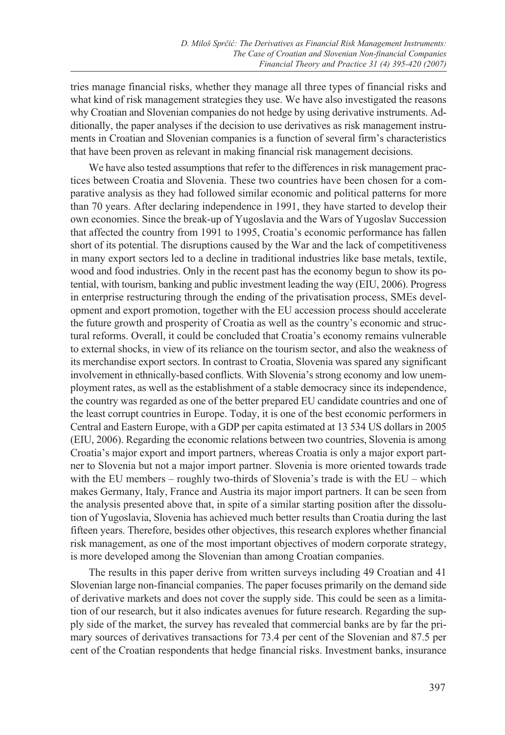tries manage financial risks, whether they manage all three types of financial risks and what kind of risk management strategies they use. We have also investigated the reasons why Croatian and Slovenian companies do not hedge by using derivative instruments. Additionally, the paper analyses if the decision to use derivatives as risk management instruments in Croatian and Slovenian companies is a function of several firm's characteristics that have been proven as relevant in making financial risk management decisions.

We have also tested assumptions that refer to the differences in risk management practices between Croatia and Slovenia. These two countries have been chosen for a comparative analysis as they had followed similar economic and political patterns for more than 70 years. After declaring independence in 1991, they have started to develop their own economies. Since the break-up of Yugoslavia and the Wars of Yugoslav Succession that affected the country from 1991 to 1995, Croatia's economic performance has fallen short of its potential. The disruptions caused by the War and the lack of competitiveness in many export sectors led to a decline in traditional industries like base metals, textile, wood and food industries. Only in the recent past has the economy begun to show its potential, with tourism, banking and public investment leading the way (EIU, 2006). Progress in enterprise restructuring through the ending of the privatisation process, SMEs development and export promotion, together with the EU accession process should accelerate the future growth and prosperity of Croatia as well as the country's economic and structural reforms. Overall, it could be concluded that Croatia's economy remains vulnerable to external shocks, in view of its reliance on the tourism sector, and also the weakness of its merchandise export sectors. In contrast to Croatia, Slovenia was spared any significant involvement in ethnically-based conflicts. With Slovenia's strong economy and low unemployment rates, as well as the establishment of a stable democracy since its independence, the country was regarded as one of the better prepared EU candidate countries and one of the least corrupt countries in Europe. Today, it is one of the best economic performers in Central and Eastern Europe, with a GDP per capita estimated at 13 534 US dollars in 2005 (EIU, 2006). Regarding the economic relations between two countries, Slovenia is among Croatia's major export and import partners, whereas Croatia is only a major export partner to Slovenia but not a major import partner. Slovenia is more oriented towards trade with the EU members – roughly two-thirds of Slovenia's trade is with the EU – which makes Germany, Italy, France and Austria its major import partners. It can be seen from the analysis presented above that, in spite of a similar starting position after the dissolution of Yugoslavia, Slovenia has achieved much better results than Croatia during the last fifteen years. Therefore, besides other objectives, this research explores whether financial risk management, as one of the most important objectives of modern corporate strategy, is more developed among the Slovenian than among Croatian companies.

The results in this paper derive from written surveys including 49 Croatian and 41 Slovenian large non-financial companies. The paper focuses primarily on the demand side of derivative markets and does not cover the supply side. This could be seen as a limitation of our research, but it also indicates avenues for future research. Regarding the supply side of the market, the survey has revealed that commercial banks are by far the primary sources of derivatives transactions for 73.4 per cent of the Slovenian and 87.5 per cent of the Croatian respondents that hedge financial risks. Investment banks, insurance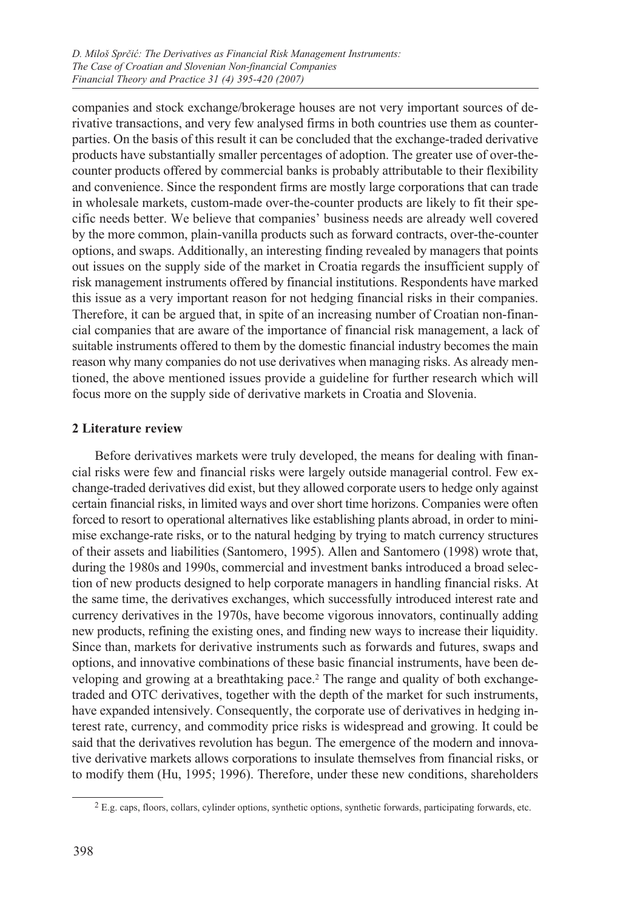companies and stock exchange/brokerage houses are not very important sources of derivative transactions, and very few analysed firms in both countries use them as counterparties. On the basis of this result it can be concluded that the exchange-traded derivative products have substantially smaller percentages of adoption. The greater use of over-the-counter products offered by commercial banks is probably attributable to their flexibility and convenience. Since the respondent firms are mostly large corporations that can trade in wholesale markets, custom-made over-the-counter products are likely to fit their specific needs better. We believe that companies' business needs are already well covered by the more common, plain-vanilla products such as forward contracts, over-the-counter options, and swaps. Additionally, an interesting finding revealed by managers that points out issues on the supply side of the market in Croatia regards the insufficient supply of risk management instruments offered by financial institutions. Respondents have marked this issue as a very important reason for not hedging financial risks in their companies. Therefore, it can be argued that, in spite of an increasing number of Croatian non-financial companies that are aware of the importance of financial risk management, a lack of suitable instruments offered to them by the domestic financial industry becomes the main reason why many companies do not use derivatives when managing risks. As already mentioned, the above mentioned issues provide a guideline for further research which will focus more on the supply side of derivative markets in Croatia and Slovenia.

## 2 Literature review

Before derivatives markets were truly developed, the means for dealing with financial risks were few and financial risks were largely outside managerial control. Few exchange-traded derivatives did exist, but they allowed corporate users to hedge only against certain financial risks, in limited ways and over short time horizons. Companies were often forced to resort to operational alternatives like establishing plants abroad, in order to minimise exchange-rate risks, or to the natural hedging by trying to match currency structures of their assets and liabilities (Santomero, 1995). Allen and Santomero (1998) wrote that, during the 1980s and 1990s, commercial and investment banks introduced a broad selection of new products designed to help corporate managers in handling financial risks. At the same time, the derivatives exchanges, which successfully introduced interest rate and currency derivatives in the 1970s, have become vigorous innovators, continually adding new products, refining the existing ones, and finding new ways to increase their liquidity. Since than, markets for derivative instruments such as forwards and futures, swaps and options, and innovative combinations of these basic financial instruments, have been developing and growing at a breathtaking pace.[2] The range and quality of both exchange-traded and OTC derivatives, together with the depth of the market for such instruments, have expanded intensively. Consequently, the corporate use of derivatives in hedging interest rate, currency, and commodity price risks is widespread and growing. It could be said that the derivatives revolution has begun. The emergence of the modern and innovative derivative markets allows corporations to insulate themselves from financial risks, or to modify them (Hu, 1995; 1996). Therefore, under these new conditions, shareholders

[2] E.g. caps, floors, collars, cylinder options, synthetic options, synthetic forwards, participating forwards, etc.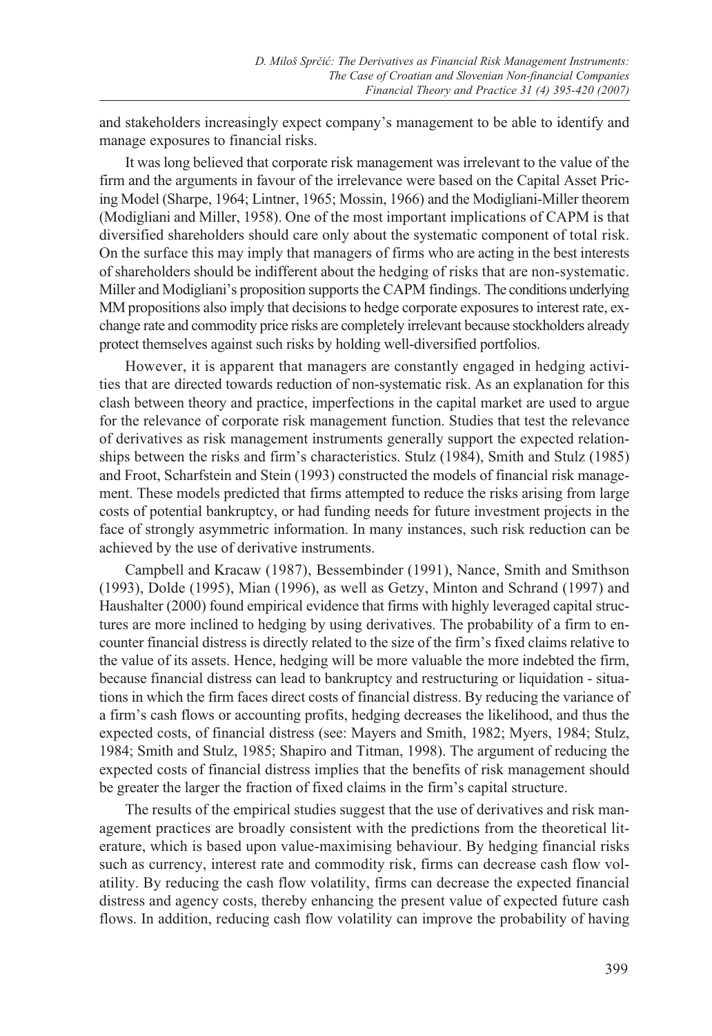and stakeholders increasingly expect company's management to be able to identify and manage exposures to financial risks.

It was long believed that corporate risk management was irrelevant to the value of the firm and the arguments in favour of the irrelevance were based on the Capital Asset Pricing Model (Sharpe, 1964; Lintner, 1965; Mossin, 1966) and the Modigliani-Miller theorem (Modigliani and Miller, 1958). One of the most important implications of CAPM is that diversified shareholders should care only about the systematic component of total risk. On the surface this may imply that managers of firms who are acting in the best interests of shareholders should be indifferent about the hedging of risks that are non-systematic. Miller and Modigliani's proposition supports the CAPM findings. The conditions underlying MM propositions also imply that decisions to hedge corporate exposures to interest rate, exchange rate and commodity price risks are completely irrelevant because stockholders already protect themselves against such risks by holding well-diversified portfolios.

However, it is apparent that managers are constantly engaged in hedging activities that are directed towards reduction of non-systematic risk. As an explanation for this clash between theory and practice, imperfections in the capital market are used to argue for the relevance of corporate risk management function. Studies that test the relevance of derivatives as risk management instruments generally support the expected relationships between the risks and firm's characteristics. Stulz (1984), Smith and Stulz (1985) and Froot, Scharfstein and Stein (1993) constructed the models of financial risk management. These models predicted that firms attempted to reduce the risks arising from large costs of potential bankruptcy, or had funding needs for future investment projects in the face of strongly asymmetric information. In many instances, such risk reduction can be achieved by the use of derivative instruments.

Campbell and Kracaw (1987), Bessembinder (1991), Nance, Smith and Smithson (1993), Dolde (1995), Mian (1996), as well as Getzy, Minton and Schrand (1997) and Haushalter (2000) found empirical evidence that firms with highly leveraged capital structures are more inclined to hedging by using derivatives. The probability of a firm to encounter financial distress is directly related to the size of the firm's fixed claims relative to the value of its assets. Hence, hedging will be more valuable the more indebted the firm, because financial distress can lead to bankruptcy and restructuring or liquidation - situations in which the firm faces direct costs of financial distress. By reducing the variance of a firm's cash flows or accounting profits, hedging decreases the likelihood, and thus the expected costs, of financial distress (see: Mayers and Smith, 1982; Myers, 1984; Stulz, 1984; Smith and Stulz, 1985; Shapiro and Titman, 1998). The argument of reducing the expected costs of financial distress implies that the benefits of risk management should be greater the larger the fraction of fixed claims in the firm's capital structure.

The results of the empirical studies suggest that the use of derivatives and risk management practices are broadly consistent with the predictions from the theoretical literature, which is based upon value-maximising behaviour. By hedging financial risks such as currency, interest rate and commodity risk, firms can decrease cash flow volatility. By reducing the cash flow volatility, firms can decrease the expected financial distress and agency costs, thereby enhancing the present value of expected future cash flows. In addition, reducing cash flow volatility can improve the probability of having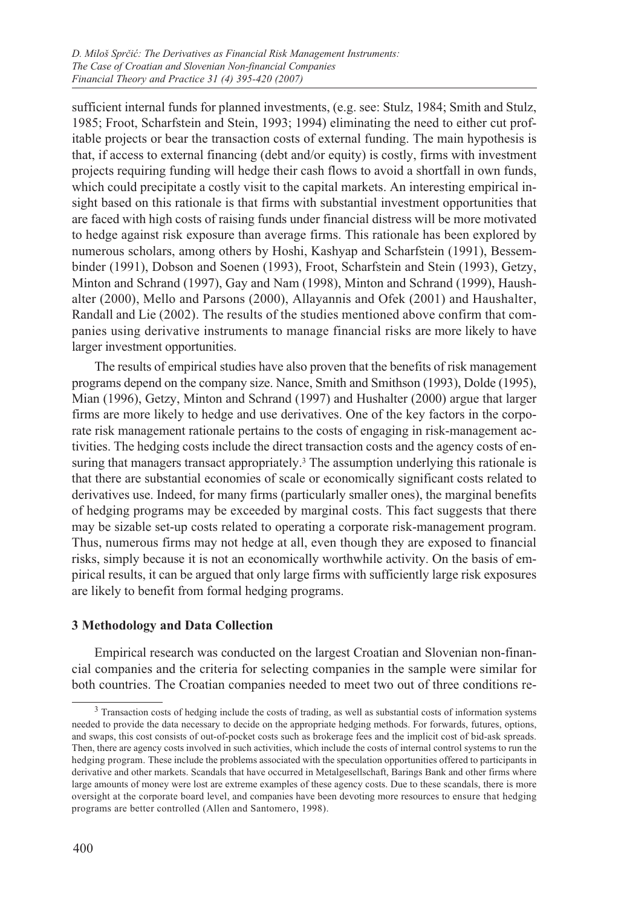sufficient internal funds for planned investments, (e.g. see: Stulz, 1984; Smith and Stulz, 1985; Froot, Scharfstein and Stein, 1993; 1994) eliminating the need to either cut profitable projects or bear the transaction costs of external funding. The main hypothesis is that, if access to external financing (debt and/or equity) is costly, firms with investment projects requiring funding will hedge their cash flows to avoid a shortfall in own funds, which could precipitate a costly visit to the capital markets. An interesting empirical insight based on this rationale is that firms with substantial investment opportunities that are faced with high costs of raising funds under financial distress will be more motivated to hedge against risk exposure than average firms. This rationale has been explored by numerous scholars, among others by Hoshi, Kashyap and Scharfstein (1991), Bessembinder (1991), Dobson and Soenen (1993), Froot, Scharfstein and Stein (1993), Getzy, Minton and Schrand (1997), Gay and Nam (1998), Minton and Schrand (1999), Haushalter (2000), Mello and Parsons (2000), Allayannis and Ofek (2001) and Haushalter, Randall and Lie (2002). The results of the studies mentioned above confirm that companies using derivative instruments to manage financial risks are more likely to have larger investment opportunities.

The results of empirical studies have also proven that the benefits of risk management programs depend on the company size. Nance, Smith and Smithson (1993), Dolde (1995), Mian (1996), Getzy, Minton and Schrand (1997) and Hushalter (2000) argue that larger firms are more likely to hedge and use derivatives. One of the key factors in the corporate risk management rationale pertains to the costs of engaging in risk-management activities. The hedging costs include the direct transaction costs and the agency costs of ensuring that managers transact appropriately.[3] The assumption underlying this rationale is that there are substantial economies of scale or economically significant costs related to derivatives use. Indeed, for many firms (particularly smaller ones), the marginal benefits of hedging programs may be exceeded by marginal costs. This fact suggests that there may be sizable set-up costs related to operating a corporate risk-management program. Thus, numerous firms may not hedge at all, even though they are exposed to financial risks, simply because it is not an economically worthwhile activity. On the basis of empirical results, it can be argued that only large firms with sufficiently large risk exposures are likely to benefit from formal hedging programs.

## 3 Methodology and Data Collection

Empirical research was conducted on the largest Croatian and Slovenian non-financial companies and the criteria for selecting companies in the sample were similar for both countries. The Croatian companies needed to meet two out of three conditions re-

---

[3] Transaction costs of hedging include the costs of trading, as well as substantial costs of information systems needed to provide the data necessary to decide on the appropriate hedging methods. For forwards, futures, options, and swaps, this cost consists of out-of-pocket costs such as brokerage fees and the implicit cost of bid-ask spreads. Then, there are agency costs involved in such activities, which include the costs of internal control systems to run the hedging program. These include the problems associated with the speculation opportunities offered to participants in derivative and other markets. Scandals that have occurred in Metalgesellschaft, Barings Bank and other firms where large amounts of money were lost are extreme examples of these agency costs. Due to these scandals, there is more oversight at the corporate board level, and companies have been devoting more resources to ensure that hedging programs are better controlled (Allen and Santomero, 1998).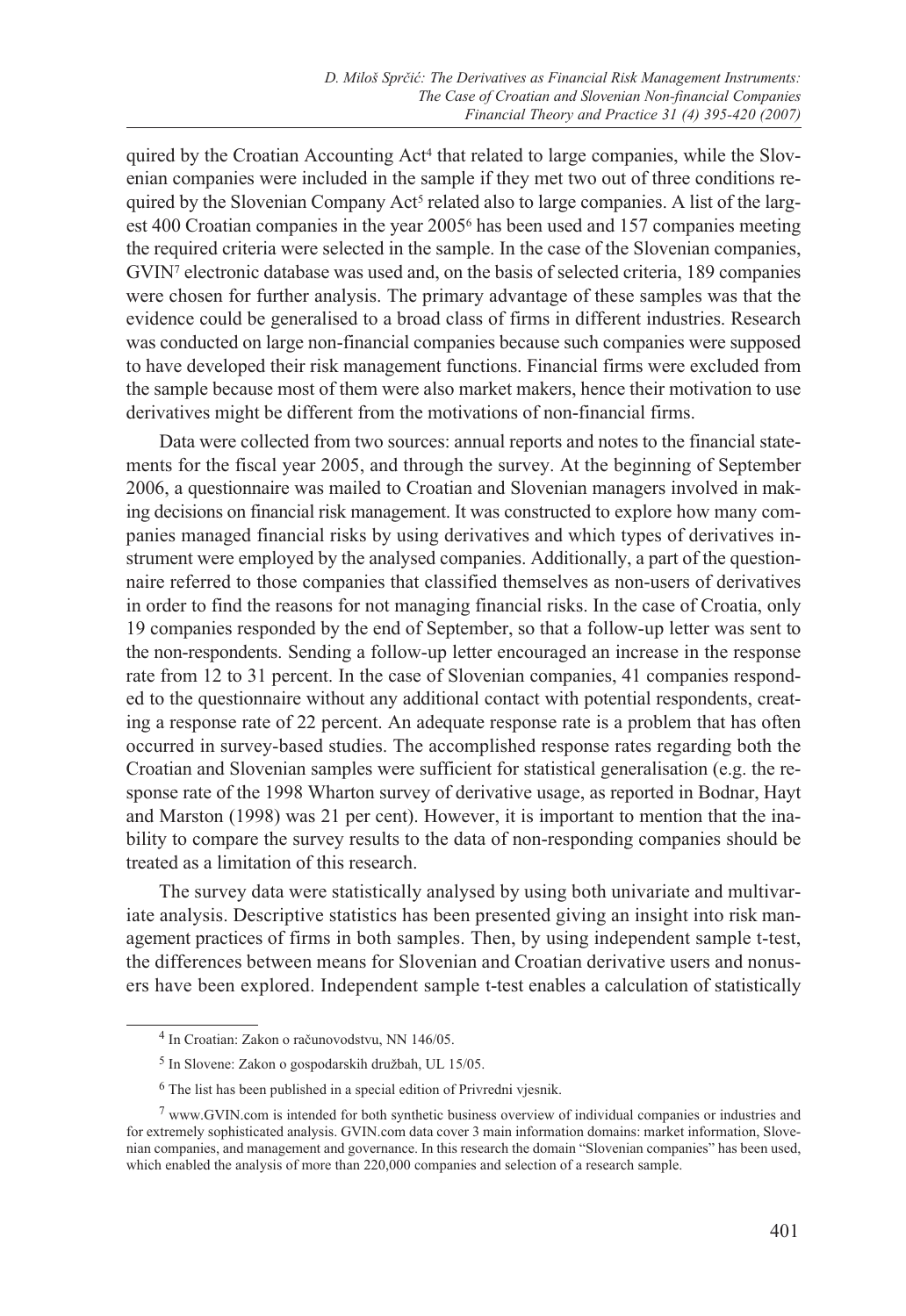quired by the Croatian Accounting Act[4] that related to large companies, while the Slovenian companies were included in the sample if they met two out of three conditions required by the Slovenian Company Act[5] related also to large companies. A list of the largest 400 Croatian companies in the year 2005[6] has been used and 157 companies meeting the required criteria were selected in the sample. In the case of the Slovenian companies, GVIN[7] electronic database was used and, on the basis of selected criteria, 189 companies were chosen for further analysis. The primary advantage of these samples was that the evidence could be generalised to a broad class of firms in different industries. Research was conducted on large non-financial companies because such companies were supposed to have developed their risk management functions. Financial firms were excluded from the sample because most of them were also market makers, hence their motivation to use derivatives might be different from the motivations of non-financial firms.

Data were collected from two sources: annual reports and notes to the financial statements for the fiscal year 2005, and through the survey. At the beginning of September 2006, a questionnaire was mailed to Croatian and Slovenian managers involved in making decisions on financial risk management. It was constructed to explore how many companies managed financial risks by using derivatives and which types of derivatives instrument were employed by the analysed companies. Additionally, a part of the questionnaire referred to those companies that classified themselves as non-users of derivatives in order to find the reasons for not managing financial risks. In the case of Croatia, only 19 companies responded by the end of September, so that a follow-up letter was sent to the non-respondents. Sending a follow-up letter encouraged an increase in the response rate from 12 to 31 percent. In the case of Slovenian companies, 41 companies responded to the questionnaire without any additional contact with potential respondents, creating a response rate of 22 percent. An adequate response rate is a problem that has often occurred in survey-based studies. The accomplished response rates regarding both the Croatian and Slovenian samples were sufficient for statistical generalisation (e.g. the response rate of the 1998 Wharton survey of derivative usage, as reported in Bodnar, Hayt and Marston (1998) was 21 per cent). However, it is important to mention that the inability to compare the survey results to the data of non-responding companies should be treated as a limitation of this research.

The survey data were statistically analysed by using both univariate and multivariate analysis. Descriptive statistics has been presented giving an insight into risk management practices of firms in both samples. Then, by using independent sample t-test, the differences between means for Slovenian and Croatian derivative users and nonusers have been explored. Independent sample t-test enables a calculation of statistically

---

[4] In Croatian: Zakon o računovodstvu, NN 146/05.

[5] In Slovene: Zakon o gospodarskih družbah, UL 15/05.

[6] The list has been published in a special edition of Privredni vjesnik.

[7] www.GVIN.com is intended for both synthetic business overview of individual companies or industries and for extremely sophisticated analysis. GVIN.com data cover 3 main information domains: market information, Slovenian companies, and management and governance. In this research the domain "Slovenian companies" has been used, which enabled the analysis of more than 220,000 companies and selection of a research sample.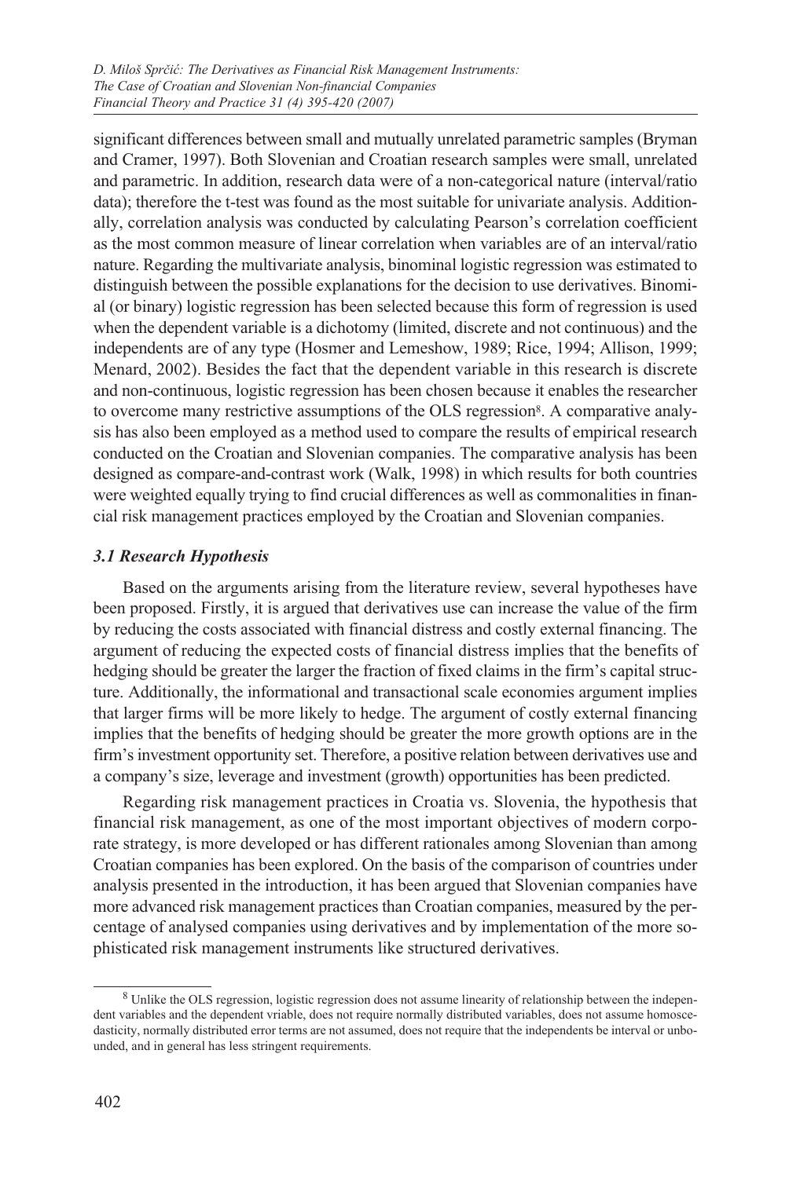significant differences between small and mutually unrelated parametric samples (Bryman and Cramer, 1997). Both Slovenian and Croatian research samples were small, unrelated and parametric. In addition, research data were of a non-categorical nature (interval/ratio data); therefore the t-test was found as the most suitable for univariate analysis. Additionally, correlation analysis was conducted by calculating Pearson's correlation coefficient as the most common measure of linear correlation when variables are of an interval/ratio nature. Regarding the multivariate analysis, binominal logistic regression was estimated to distinguish between the possible explanations for the decision to use derivatives. Binomial (or binary) logistic regression has been selected because this form of regression is used when the dependent variable is a dichotomy (limited, discrete and not continuous) and the independents are of any type (Hosmer and Lemeshow, 1989; Rice, 1994; Allison, 1999; Menard, 2002). Besides the fact that the dependent variable in this research is discrete and non-continuous, logistic regression has been chosen because it enables the researcher to overcome many restrictive assumptions of the OLS regression[8]. A comparative analysis has also been employed as a method used to compare the results of empirical research conducted on the Croatian and Slovenian companies. The comparative analysis has been designed as compare-and-contrast work (Walk, 1998) in which results for both countries were weighted equally trying to find crucial differences as well as commonalities in financial risk management practices employed by the Croatian and Slovenian companies.

### *3.1 Research Hypothesis*

Based on the arguments arising from the literature review, several hypotheses have been proposed. Firstly, it is argued that derivatives use can increase the value of the firm by reducing the costs associated with financial distress and costly external financing. The argument of reducing the expected costs of financial distress implies that the benefits of hedging should be greater the larger the fraction of fixed claims in the firm's capital structure. Additionally, the informational and transactional scale economies argument implies that larger firms will be more likely to hedge. The argument of costly external financing implies that the benefits of hedging should be greater the more growth options are in the firm's investment opportunity set. Therefore, a positive relation between derivatives use and a company's size, leverage and investment (growth) opportunities has been predicted.

Regarding risk management practices in Croatia vs. Slovenia, the hypothesis that financial risk management, as one of the most important objectives of modern corporate strategy, is more developed or has different rationales among Slovenian than among Croatian companies has been explored. On the basis of the comparison of countries under analysis presented in the introduction, it has been argued that Slovenian companies have more advanced risk management practices than Croatian companies, measured by the percentage of analysed companies using derivatives and by implementation of the more sophisticated risk management instruments like structured derivatives.

---

[8] Unlike the OLS regression, logistic regression does not assume linearity of relationship between the independent variables and the dependent vriable, does not require normally distributed variables, does not assume homoscedasticity, normally distributed error terms are not assumed, does not require that the independents be interval or unbounded, and in general has less stringent requirements.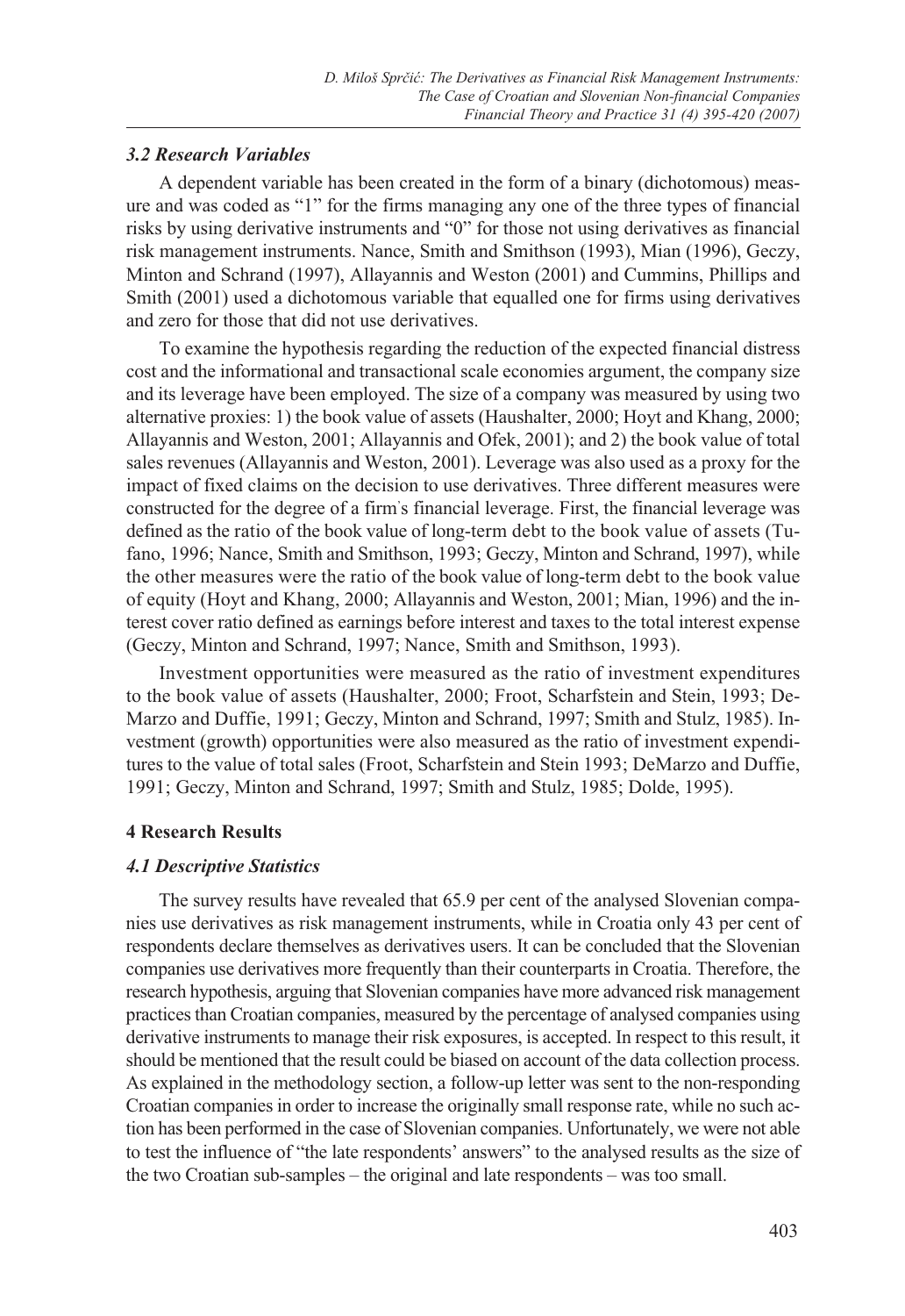### *3.2 Research Variables*

A dependent variable has been created in the form of a binary (dichotomous) measure and was coded as "1" for the firms managing any one of the three types of financial risks by using derivative instruments and "0" for those not using derivatives as financial risk management instruments. Nance, Smith and Smithson (1993), Mian (1996), Geczy, Minton and Schrand (1997), Allayannis and Weston (2001) and Cummins, Phillips and Smith (2001) used a dichotomous variable that equalled one for firms using derivatives and zero for those that did not use derivatives.

To examine the hypothesis regarding the reduction of the expected financial distress cost and the informational and transactional scale economies argument, the company size and its leverage have been employed. The size of a company was measured by using two alternative proxies: 1) the book value of assets (Haushalter, 2000; Hoyt and Khang, 2000; Allayannis and Weston, 2001; Allayannis and Ofek, 2001); and 2) the book value of total sales revenues (Allayannis and Weston, 2001). Leverage was also used as a proxy for the impact of fixed claims on the decision to use derivatives. Three different measures were constructed for the degree of a firm's financial leverage. First, the financial leverage was defined as the ratio of the book value of long-term debt to the book value of assets (Tufano, 1996; Nance, Smith and Smithson, 1993; Geczy, Minton and Schrand, 1997), while the other measures were the ratio of the book value of long-term debt to the book value of equity (Hoyt and Khang, 2000; Allayannis and Weston, 2001; Mian, 1996) and the interest cover ratio defined as earnings before interest and taxes to the total interest expense (Geczy, Minton and Schrand, 1997; Nance, Smith and Smithson, 1993).

Investment opportunities were measured as the ratio of investment expenditures to the book value of assets (Haushalter, 2000; Froot, Scharfstein and Stein, 1993; DeMarzo and Duffie, 1991; Geczy, Minton and Schrand, 1997; Smith and Stulz, 1985). Investment (growth) opportunities were also measured as the ratio of investment expenditures to the value of total sales (Froot, Scharfstein and Stein 1993; DeMarzo and Duffie, 1991; Geczy, Minton and Schrand, 1997; Smith and Stulz, 1985; Dolde, 1995).

## 4 Research Results

### *4.1 Descriptive Statistics*

The survey results have revealed that 65.9 per cent of the analysed Slovenian companies use derivatives as risk management instruments, while in Croatia only 43 per cent of respondents declare themselves as derivatives users. It can be concluded that the Slovenian companies use derivatives more frequently than their counterparts in Croatia. Therefore, the research hypothesis, arguing that Slovenian companies have more advanced risk management practices than Croatian companies, measured by the percentage of analysed companies using derivative instruments to manage their risk exposures, is accepted. In respect to this result, it should be mentioned that the result could be biased on account of the data collection process. As explained in the methodology section, a follow-up letter was sent to the non-responding Croatian companies in order to increase the originally small response rate, while no such action has been performed in the case of Slovenian companies. Unfortunately, we were not able to test the influence of "the late respondents' answers" to the analysed results as the size of the two Croatian sub-samples – the original and late respondents – was too small.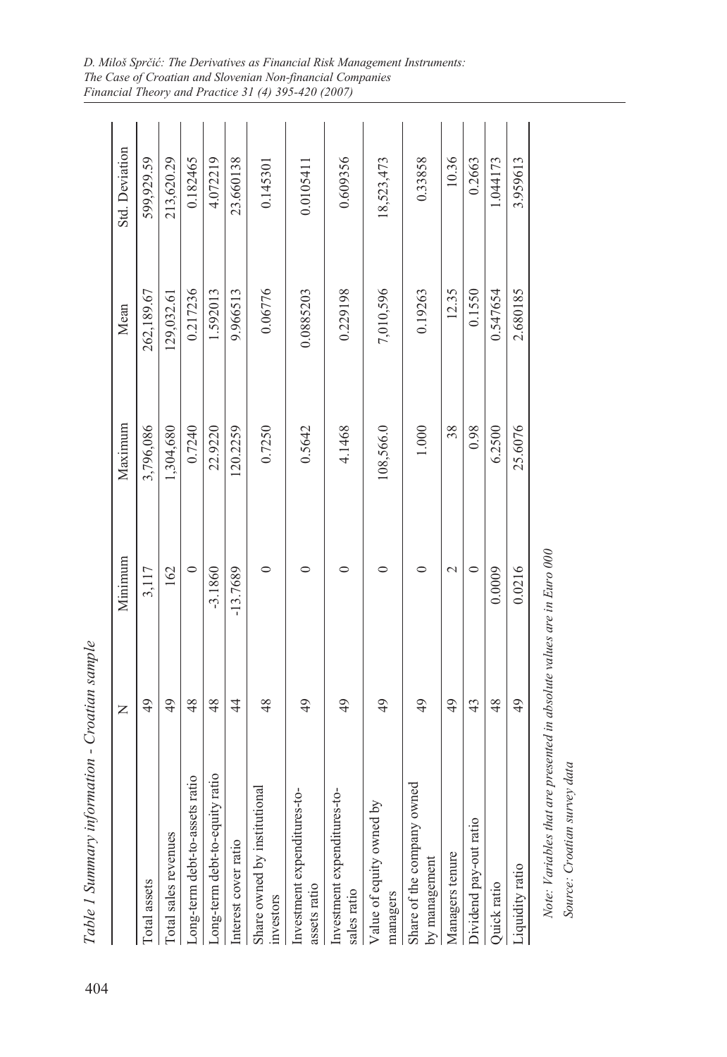*Table 1 Summary information - Croatian sample*

| | N | Minimum | Maximum | Mean | Std. Deviation |
|---|---|---|---|---|---|
| Total assets | 49 | 3,117 | 3,796,086 | 262,189.67 | 599,929.59 |
| Total sales revenues | 49 | 162 | 1,304,680 | 129,032.61 | 213,620.29 |
| Long-term debt-to-assets ratio | 48 | 0 | 0.7240 | 0.217236 | 0.182465 |
| Long-term debt-to-equity ratio | 48 | -3.1860 | 22.9220 | 1.592013 | 4.072219 |
| Interest cover ratio | 44 | -13.7689 | 120.2259 | 9.966513 | 23.660138 |
| Share owned by institutional investors | 48 | 0 | 0.7250 | 0.06776 | 0.145301 |
| Investment expenditures-to-assets ratio | 49 | 0 | 0.5642 | 0.0885203 | 0.0105411 |
| Investment expenditures-to-sales ratio | 49 | 0 | 4.1468 | 0.229198 | 0.609356 |
| Value of equity owned by managers | 49 | 0 | 108,566.0 | 7,010,596 | 18,523,473 |
| Share of the company owned by management | 49 | 0 | 1.000 | 0.19263 | 0.33858 |
| Managers tenure | 49 | 2 | 38 | 12.35 | 10.36 |
| Dividend pay-out ratio | 43 | 0 | 0.98 | 0.1550 | 0.2663 |
| Quick ratio | 48 | 0.0009 | 6.2500 | 0.547654 | 1.044173 |
| Liquidity ratio | 49 | 0.0216 | 25.6076 | 2.680185 | 3.959613 |

*Note: Variables that are presented in absolute values are in Euro 000*

*Source: Croatian survey data*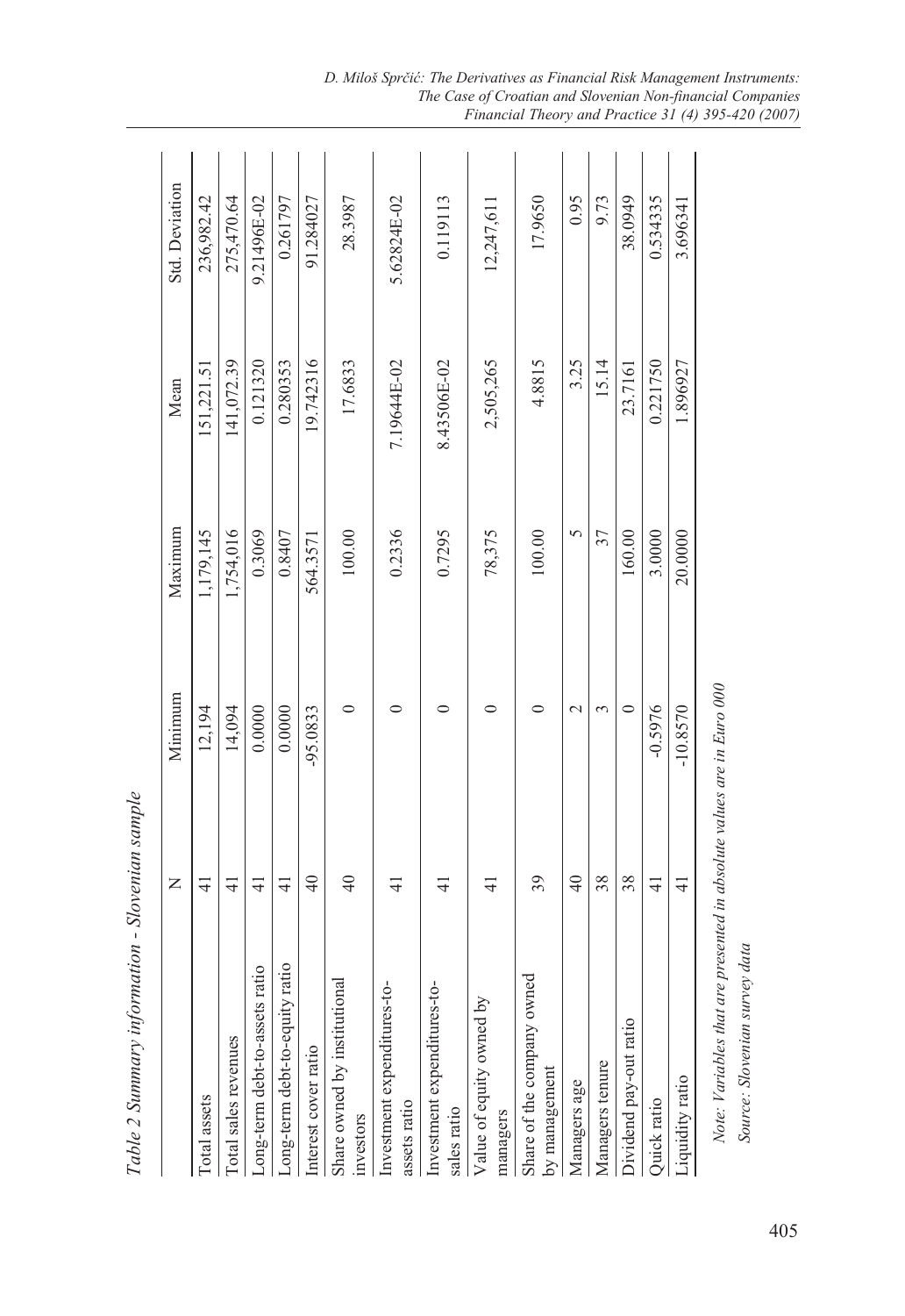*Table 2 Summary information - Slovenian sample*

| | N | Minimum | Maximum | Mean | Std. Deviation |
|---|---|---|---|---|---|
| Total assets | 41 | 12,194 | 1,179,145 | 151,221.51 | 236,982.42 |
| Total sales revenues | 41 | 14,094 | 1,754,016 | 141,072.39 | 275,470.64 |
| Long-term debt-to-assets ratio | 41 | 0.0000 | 0.3069 | 0.121320 | 9.21496E-02 |
| Long-term debt-to-equity ratio | 41 | 0.0000 | 0.8407 | 0.280353 | 0.261797 |
| Interest cover ratio | 40 | -95.0833 | 564.3571 | 19.742316 | 91.284027 |
| Share owned by institutional investors | 40 | 0 | 100.00 | 17.6833 | 28.3987 |
| Investment expenditures-to-assets ratio | 41 | 0 | 0.2336 | 7.19644E-02 | 5.62824E-02 |
| Investment expenditures-to-sales ratio | 41 | 0 | 0.7295 | 8.43506E-02 | 0.119113 |
| Value of equity owned by managers | 41 | 0 | 78,375 | 2,505,265 | 12,247,611 |
| Share of the company owned by management | 39 | 0 | 100.00 | 4.8815 | 17.9650 |
| Managers age | 40 | 2 | 5 | 3.25 | 0.95 |
| Managers tenure | 38 | 3 | 37 | 15.14 | 9.73 |
| Dividend pay-out ratio | 38 | 0 | 160.00 | 23.7161 | 38.0949 |
| Quick ratio | 41 | -0.5976 | 3.0000 | 0.221750 | 0.534335 |
| Liquidity ratio | 41 | -10.8570 | 20.0000 | 1.896927 | 3.696341 |

*Note: Variables that are presented in absolute values are in Euro 000*

*Source: Slovenian survey data*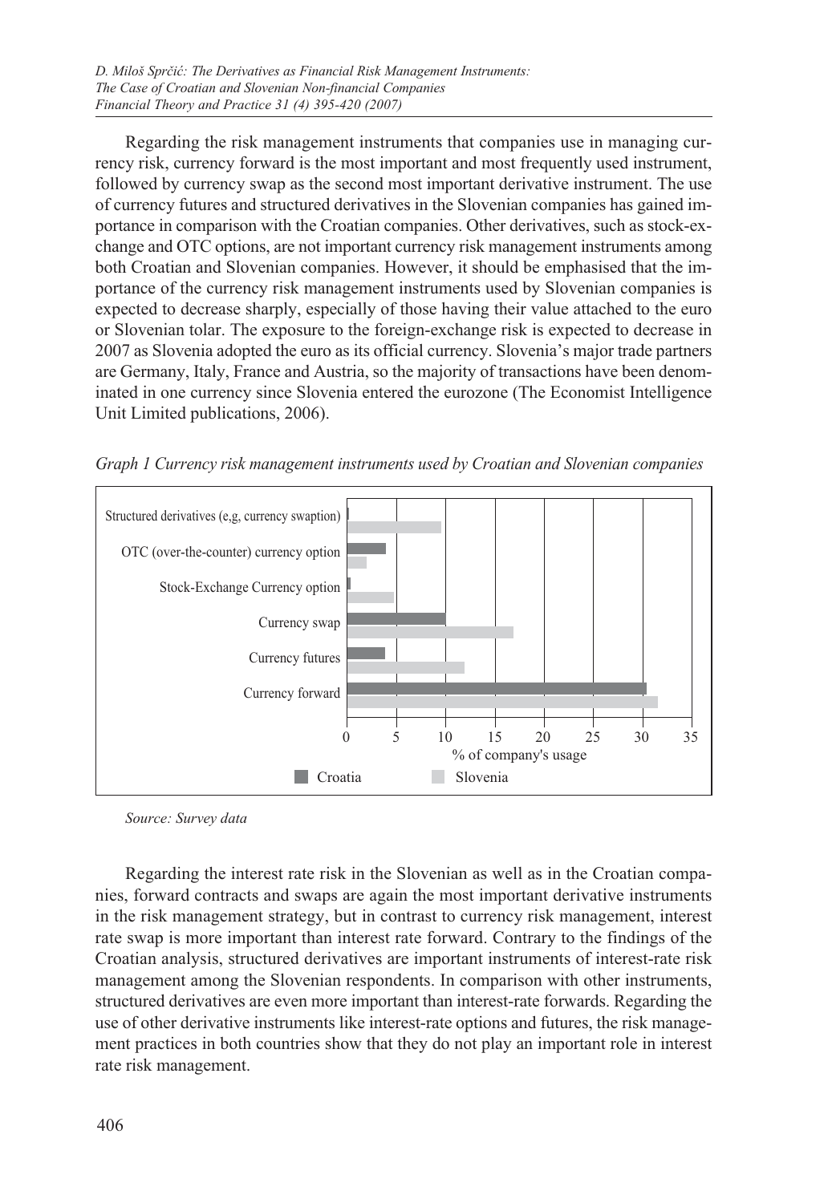Regarding the risk management instruments that companies use in managing currency risk, currency forward is the most important and most frequently used instrument, followed by currency swap as the second most important derivative instrument. The use of currency futures and structured derivatives in the Slovenian companies has gained importance in comparison with the Croatian companies. Other derivatives, such as stock-exchange and OTC options, are not important currency risk management instruments among both Croatian and Slovenian companies. However, it should be emphasised that the importance of the currency risk management instruments used by Slovenian companies is expected to decrease sharply, especially of those having their value attached to the euro or Slovenian tolar. The exposure to the foreign-exchange risk is expected to decrease in 2007 as Slovenia adopted the euro as its official currency. Slovenia's major trade partners are Germany, Italy, France and Austria, so the majority of transactions have been denominated in one currency since Slovenia entered the eurozone (The Economist Intelligence Unit Limited publications, 2006).

*Graph 1 Currency risk management instruments used by Croatian and Slovenian companies*

| Instrument | Croatia (% of company's usage) | Slovenia (% of company's usage) |
|---|---|---|
| Structured derivatives (e,g, currency swaption) | ~0 | ~9.5 |
| OTC (over-the-counter) currency option | ~4 | ~2 |
| Stock-Exchange Currency option | ~0.5 | ~5 |
| Currency swap | ~10 | ~17 |
| Currency futures | ~4 | ~12 |
| Currency forward | ~30.5 | ~31.5 |

*Source: Survey data*

Regarding the interest rate risk in the Slovenian as well as in the Croatian companies, forward contracts and swaps are again the most important derivative instruments in the risk management strategy, but in contrast to currency risk management, interest rate swap is more important than interest rate forward. Contrary to the findings of the Croatian analysis, structured derivatives are important instruments of interest-rate risk management among the Slovenian respondents. In comparison with other instruments, structured derivatives are even more important than interest-rate forwards. Regarding the use of other derivative instruments like interest-rate options and futures, the risk management practices in both countries show that they do not play an important role in interest rate risk management.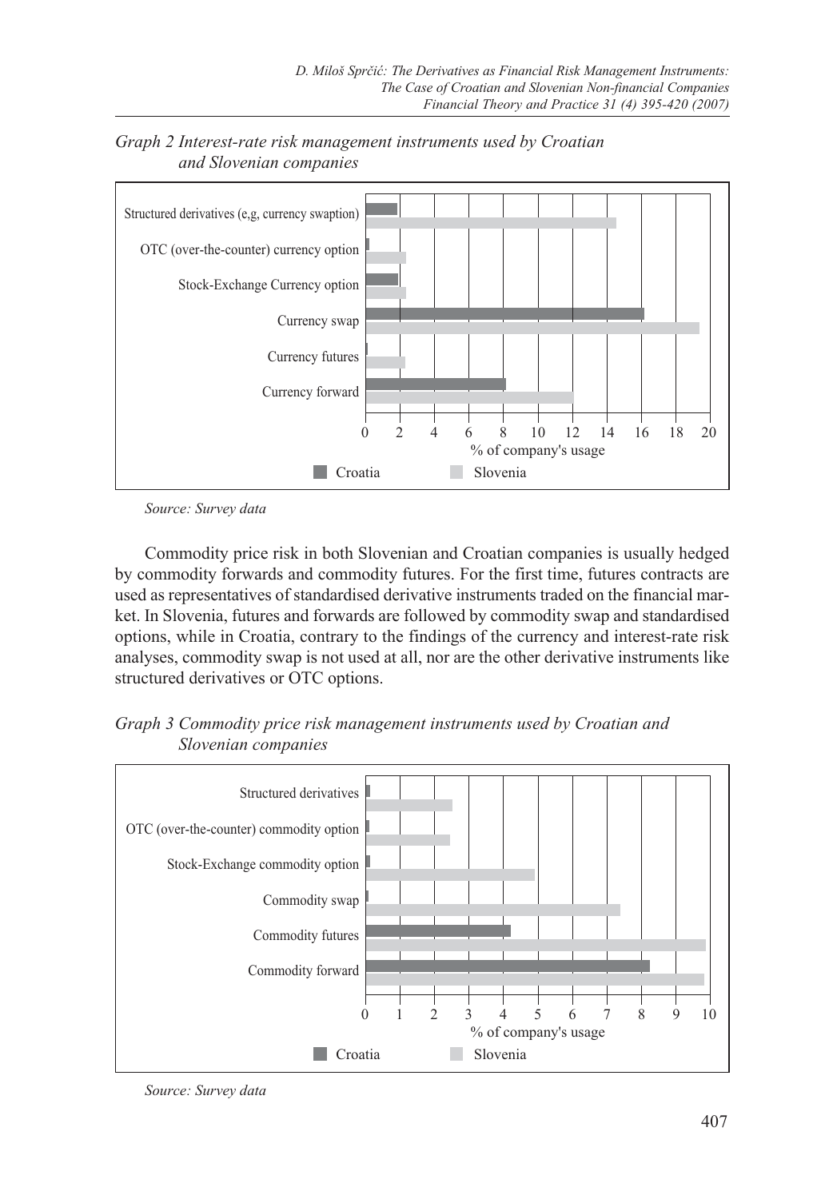*Graph 2 Interest-rate risk management instruments used by Croatian and Slovenian companies*

*Source: Survey data*

Commodity price risk in both Slovenian and Croatian companies is usually hedged by commodity forwards and commodity futures. For the first time, futures contracts are used as representatives of standardised derivative instruments traded on the financial market. In Slovenia, futures and forwards are followed by commodity swap and standardised options, while in Croatia, contrary to the findings of the currency and interest-rate risk analyses, commodity swap is not used at all, nor are the other derivative instruments like structured derivatives or OTC options.

*Graph 3 Commodity price risk management instruments used by Croatian and Slovenian companies*

*Source: Survey data*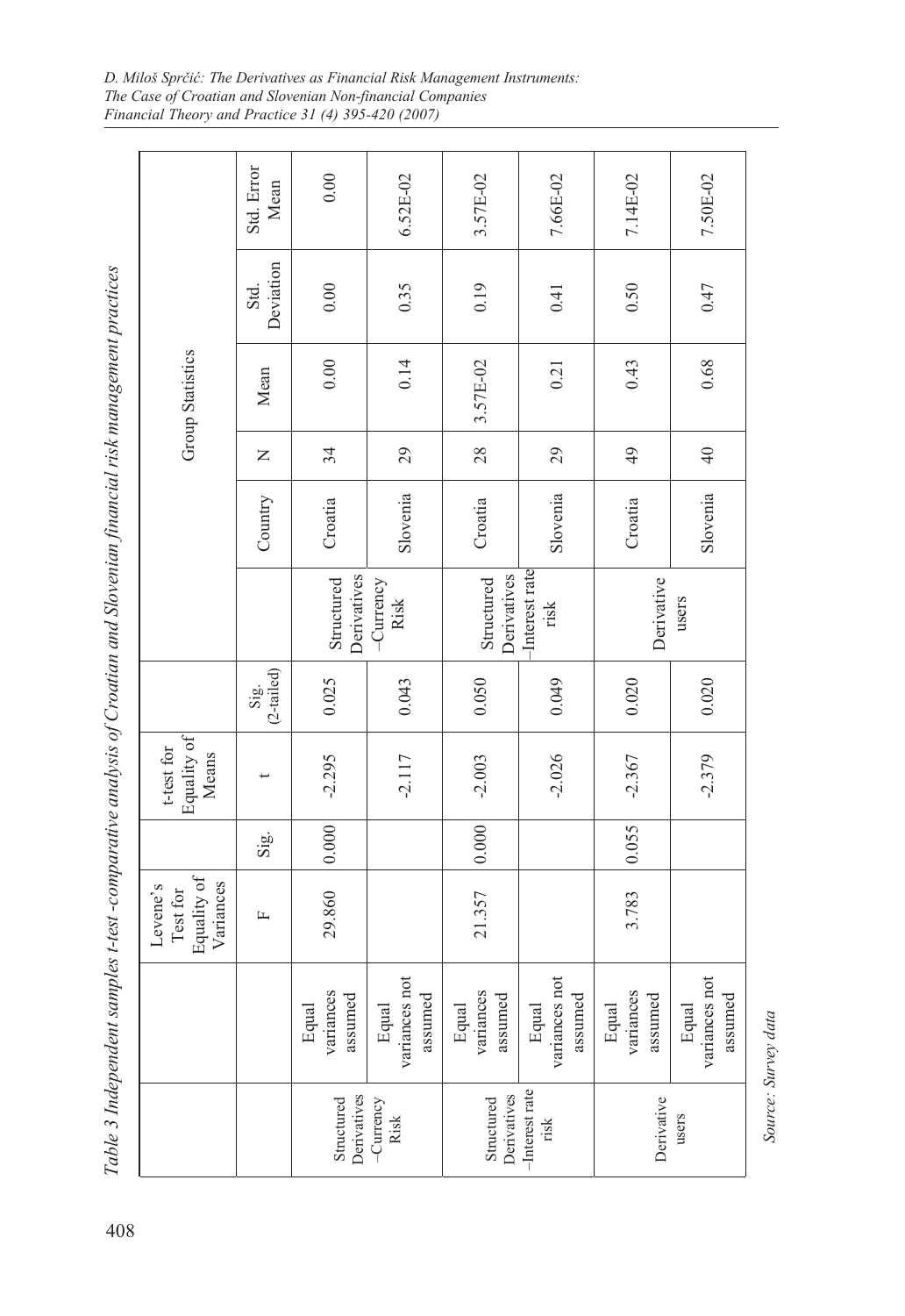Table 3 Independent samples t-test -comparative analysis of Croatian and Slovenian financial risk management practices

| | | Levene's Test for Equality of Variances | | t-test for Equality of Means | | Group Statistics | | | | | |
|---|---|---|---|---|---|---|---|---|---|---|---|
| | | F | Sig. | t | Sig. (2-tailed) | | Country | N | Mean | Std. Deviation | Std. Error Mean |
| Structured Derivatives –Currency Risk | Equal variances assumed | 29.860 | 0.000 | -2.295 | 0.025 | Structured Derivatives –Currency Risk | Croatia | 34 | 0.00 | 0.00 | 0.00 |
| | Equal variances not assumed | | | -2.117 | 0.043 | | Slovenia | 29 | 0.14 | 0.35 | 6.52E-02 |
| Structured Derivatives –Interest rate risk | Equal variances assumed | 21.357 | 0.000 | -2.003 | 0.050 | Structured Derivatives –Interest rate risk | Croatia | 28 | 3.57E-02 | 0.19 | 3.57E-02 |
| | Equal variances not assumed | | | -2.026 | 0.049 | | Slovenia | 29 | 0.21 | 0.41 | 7.66E-02 |
| Derivative users | Equal variances assumed | 3.783 | 0.055 | -2.367 | 0.020 | Derivative users | Croatia | 49 | 0.43 | 0.50 | 7.14E-02 |
| | Equal variances not assumed | | | -2.379 | 0.020 | | Slovenia | 40 | 0.68 | 0.47 | 7.50E-02 |

*Source: Survey data*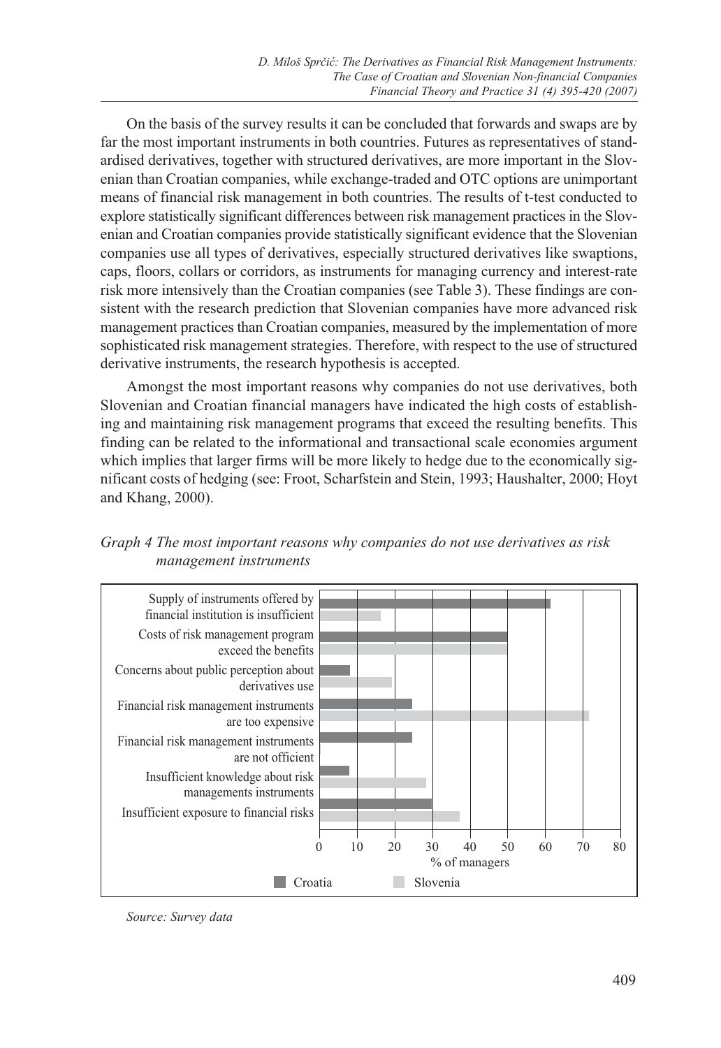On the basis of the survey results it can be concluded that forwards and swaps are by far the most important instruments in both countries. Futures as representatives of standardised derivatives, together with structured derivatives, are more important in the Slovenian than Croatian companies, while exchange-traded and OTC options are unimportant means of financial risk management in both countries. The results of t-test conducted to explore statistically significant differences between risk management practices in the Slovenian and Croatian companies provide statistically significant evidence that the Slovenian companies use all types of derivatives, especially structured derivatives like swaptions, caps, floors, collars or corridors, as instruments for managing currency and interest-rate risk more intensively than the Croatian companies (see Table 3). These findings are consistent with the research prediction that Slovenian companies have more advanced risk management practices than Croatian companies, measured by the implementation of more sophisticated risk management strategies. Therefore, with respect to the use of structured derivative instruments, the research hypothesis is accepted.

Amongst the most important reasons why companies do not use derivatives, both Slovenian and Croatian financial managers have indicated the high costs of establishing and maintaining risk management programs that exceed the resulting benefits. This finding can be related to the informational and transactional scale economies argument which implies that larger firms will be more likely to hedge due to the economically significant costs of hedging (see: Froot, Scharfstein and Stein, 1993; Haushalter, 2000; Hoyt and Khang, 2000).

*Graph 4 The most important reasons why companies do not use derivatives as risk management instruments*

| Reason | Croatia (% of managers) | Slovenia (% of managers) |
|---|---|---|
| Supply of instruments offered by financial institution is insufficient | ~61 | ~16 |
| Costs of risk management program exceed the benefits | ~50 | ~50 |
| Concerns about public perception about derivatives use | ~8 | ~19 |
| Financial risk management instruments are too expensive | ~25 | ~71 |
| Financial risk management instruments are not officient | ~25 | 0 |
| Insufficient knowledge about risk managements instruments | ~8 | ~28 |
| Insufficient exposure to financial risks | ~30 | ~37 |

*Source: Survey data*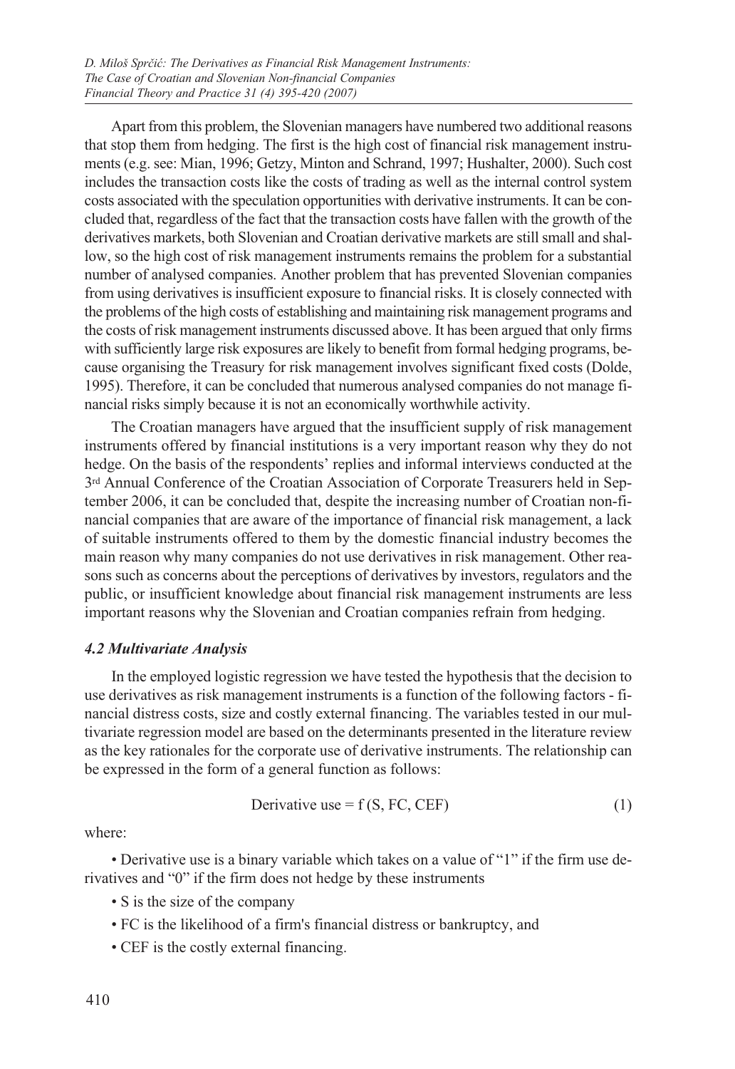Apart from this problem, the Slovenian managers have numbered two additional reasons that stop them from hedging. The first is the high cost of financial risk management instruments (e.g. see: Mian, 1996; Getzy, Minton and Schrand, 1997; Hushalter, 2000). Such cost includes the transaction costs like the costs of trading as well as the internal control system costs associated with the speculation opportunities with derivative instruments. It can be concluded that, regardless of the fact that the transaction costs have fallen with the growth of the derivatives markets, both Slovenian and Croatian derivative markets are still small and shallow, so the high cost of risk management instruments remains the problem for a substantial number of analysed companies. Another problem that has prevented Slovenian companies from using derivatives is insufficient exposure to financial risks. It is closely connected with the problems of the high costs of establishing and maintaining risk management programs and the costs of risk management instruments discussed above. It has been argued that only firms with sufficiently large risk exposures are likely to benefit from formal hedging programs, because organising the Treasury for risk management involves significant fixed costs (Dolde, 1995). Therefore, it can be concluded that numerous analysed companies do not manage financial risks simply because it is not an economically worthwhile activity.

The Croatian managers have argued that the insufficient supply of risk management instruments offered by financial institutions is a very important reason why they do not hedge. On the basis of the respondents' replies and informal interviews conducted at the 3rd Annual Conference of the Croatian Association of Corporate Treasurers held in September 2006, it can be concluded that, despite the increasing number of Croatian non-financial companies that are aware of the importance of financial risk management, a lack of suitable instruments offered to them by the domestic financial industry becomes the main reason why many companies do not use derivatives in risk management. Other reasons such as concerns about the perceptions of derivatives by investors, regulators and the public, or insufficient knowledge about financial risk management instruments are less important reasons why the Slovenian and Croatian companies refrain from hedging.

### *4.2 Multivariate Analysis*

In the employed logistic regression we have tested the hypothesis that the decision to use derivatives as risk management instruments is a function of the following factors - financial distress costs, size and costly external financing. The variables tested in our multivariate regression model are based on the determinants presented in the literature review as the key rationales for the corporate use of derivative instruments. The relationship can be expressed in the form of a general function as follows:

$$\text{Derivative use} = f\,(S, FC, CEF) \tag{1}$$

where:

- Derivative use is a binary variable which takes on a value of "1" if the firm use derivatives and "0" if the firm does not hedge by these instruments
- S is the size of the company
- FC is the likelihood of a firm's financial distress or bankruptcy, and
- CEF is the costly external financing.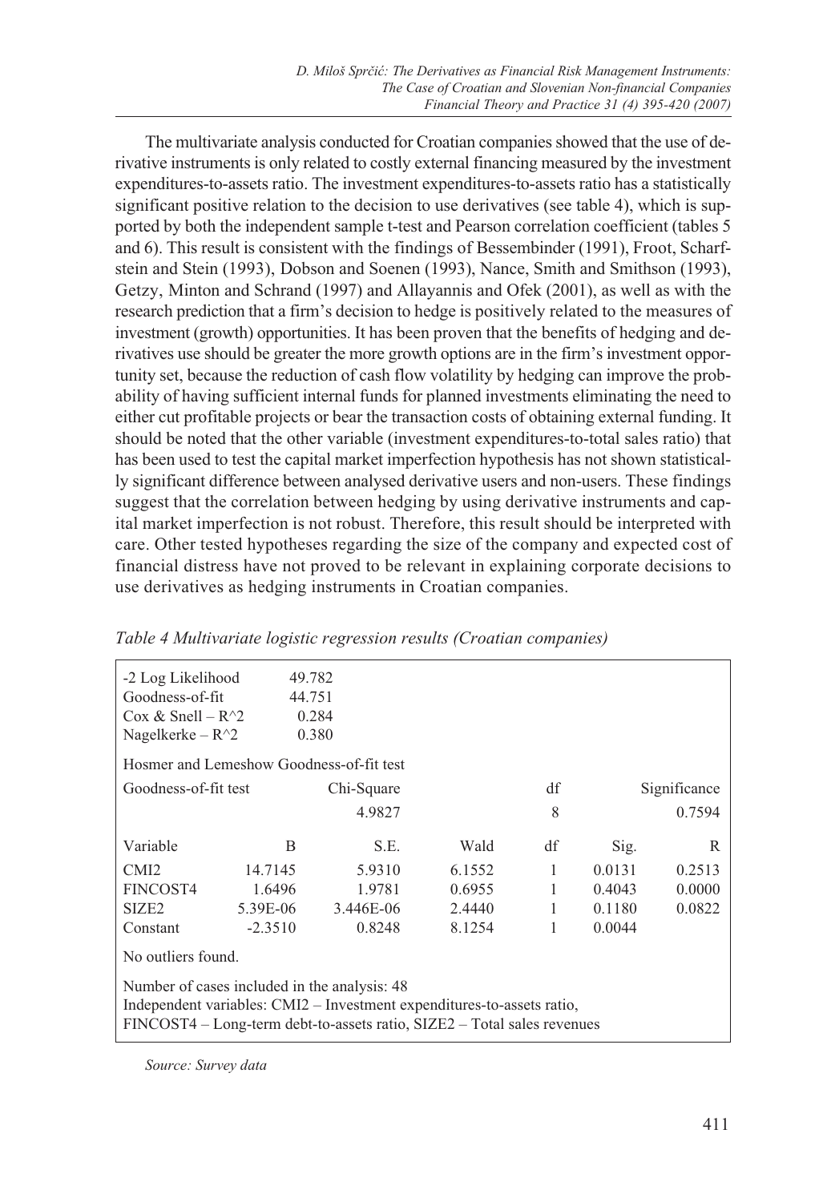The multivariate analysis conducted for Croatian companies showed that the use of derivative instruments is only related to costly external financing measured by the investment expenditures-to-assets ratio. The investment expenditures-to-assets ratio has a statistically significant positive relation to the decision to use derivatives (see table 4), which is supported by both the independent sample t-test and Pearson correlation coefficient (tables 5 and 6). This result is consistent with the findings of Bessembinder (1991), Froot, Scharfstein and Stein (1993), Dobson and Soenen (1993), Nance, Smith and Smithson (1993), Getzy, Minton and Schrand (1997) and Allayannis and Ofek (2001), as well as with the research prediction that a firm's decision to hedge is positively related to the measures of investment (growth) opportunities. It has been proven that the benefits of hedging and derivatives use should be greater the more growth options are in the firm's investment opportunity set, because the reduction of cash flow volatility by hedging can improve the probability of having sufficient internal funds for planned investments eliminating the need to either cut profitable projects or bear the transaction costs of obtaining external funding. It should be noted that the other variable (investment expenditures-to-total sales ratio) that has been used to test the capital market imperfection hypothesis has not shown statistically significant difference between analysed derivative users and non-users. These findings suggest that the correlation between hedging by using derivative instruments and capital market imperfection is not robust. Therefore, this result should be interpreted with care. Other tested hypotheses regarding the size of the company and expected cost of financial distress have not proved to be relevant in explaining corporate decisions to use derivatives as hedging instruments in Croatian companies.

*Table 4 Multivariate logistic regression results (Croatian companies)*

| | |
|---|---|
| -2 Log Likelihood | 49.782 |
| Goodness-of-fit | 44.751 |
| Cox & Snell – R^2 | 0.284 |
| Nagelkerke – R^2 | 0.380 |

Hosmer and Lemeshow Goodness-of-fit test

| Goodness-of-fit test | Chi-Square | df | Significance |
|---|---|---|---|
| | 4.9827 | 8 | 0.7594 |

| Variable | B | S.E. | Wald | df | Sig. | R |
|---|---|---|---|---|---|---|
| CMI2 | 14.7145 | 5.9310 | 6.1552 | 1 | 0.0131 | 0.2513 |
| FINCOST4 | 1.6496 | 1.9781 | 0.6955 | 1 | 0.4043 | 0.0000 |
| SIZE2 | 5.39E-06 | 3.446E-06 | 2.4440 | 1 | 0.1180 | 0.0822 |
| Constant | -2.3510 | 0.8248 | 8.1254 | 1 | 0.0044 | |

No outliers found.

Number of cases included in the analysis: 48
Independent variables: CMI2 – Investment expenditures-to-assets ratio,
FINCOST4 – Long-term debt-to-assets ratio, SIZE2 – Total sales revenues

*Source: Survey data*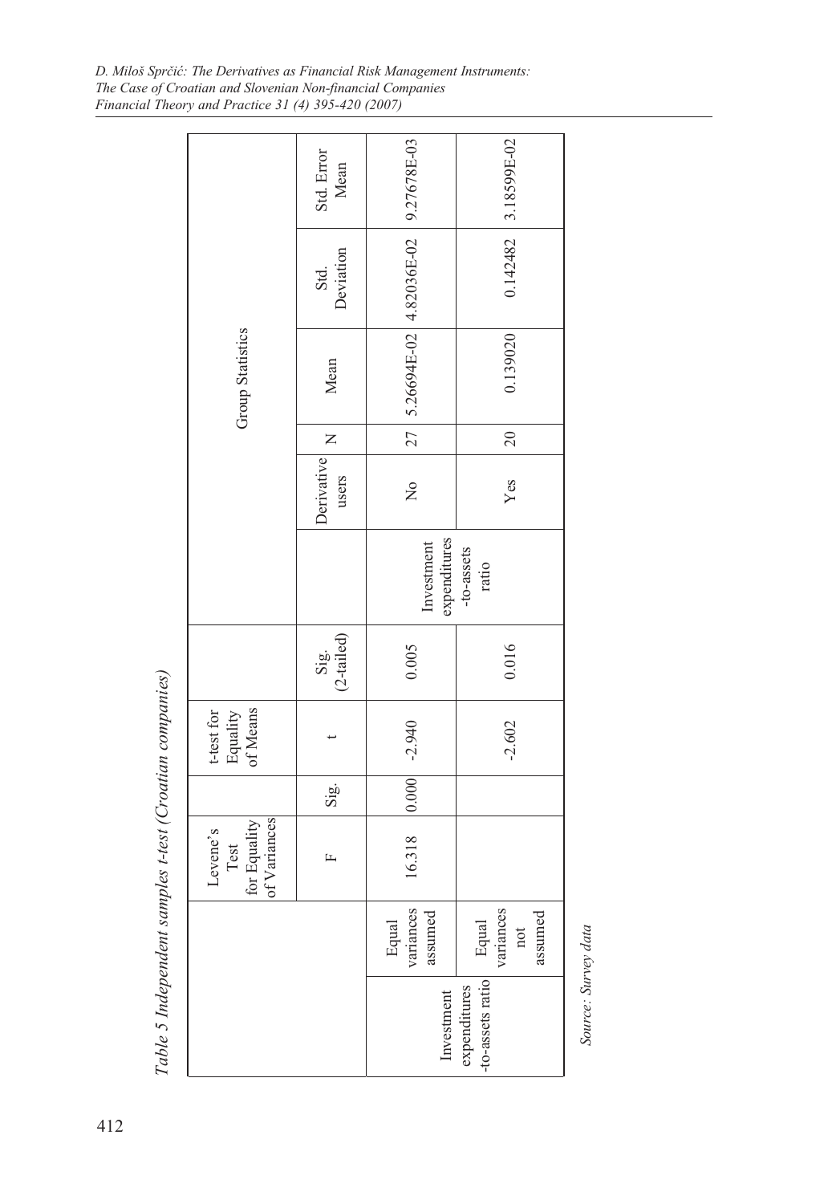*Table 5 Independent samples t-test (Croatian companies)*

| | | Levene's Test for Equality of Variances | | t-test for Equality of Means | |
|---|---|---|---|---|---|
| | | F | Sig. | t | Sig. (2-tailed) |
| Investment expenditures -to-assets ratio | Equal variances assumed | 16.318 | 0.000 | -2.940 | 0.005 |
| | Equal variances not assumed | | | -2.602 | 0.016 |

| Group Statistics | | | | | |
|---|---|---|---|---|---|
| | Derivative users | N | Mean | Std. Deviation | Std. Error Mean |
| Investment expenditures -to-assets ratio | No | 27 | 5.26694E-02 | 4.82036E-02 | 9.27678E-03 |
| | Yes | 20 | 0.139020 | 0.142482 | 3.18599E-02 |

*Source: Survey data*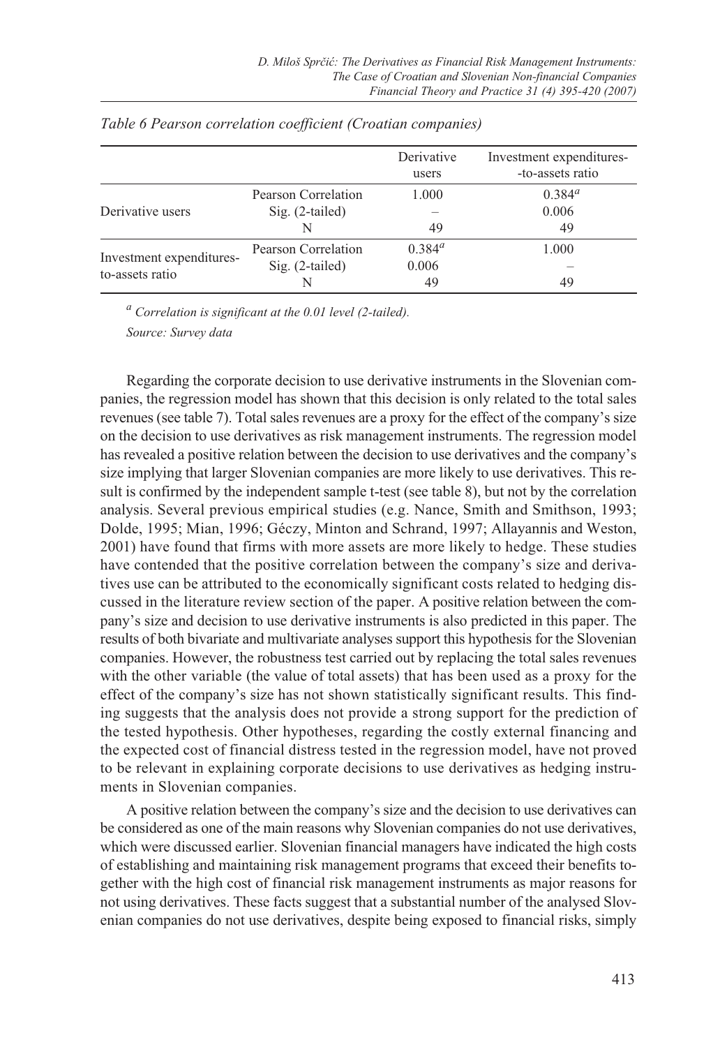*Table 6 Pearson correlation coefficient (Croatian companies)*

| | | Derivative users | Investment expenditures-to-assets ratio |
|---|---|---|---|
| Derivative users | Pearson Correlation | 1.000 | 0.384[a] |
| | Sig. (2-tailed) | – | 0.006 |
| | N | 49 | 49 |
| Investment expenditures-to-assets ratio | Pearson Correlation | 0.384[a] | 1.000 |
| | Sig. (2-tailed) | 0.006 | – |
| | N | 49 | 49 |

[a] *Correlation is significant at the 0.01 level (2-tailed).*

*Source: Survey data*

Regarding the corporate decision to use derivative instruments in the Slovenian companies, the regression model has shown that this decision is only related to the total sales revenues (see table 7). Total sales revenues are a proxy for the effect of the company's size on the decision to use derivatives as risk management instruments. The regression model has revealed a positive relation between the decision to use derivatives and the company's size implying that larger Slovenian companies are more likely to use derivatives. This result is confirmed by the independent sample t-test (see table 8), but not by the correlation analysis. Several previous empirical studies (e.g. Nance, Smith and Smithson, 1993; Dolde, 1995; Mian, 1996; Géczy, Minton and Schrand, 1997; Allayannis and Weston, 2001) have found that firms with more assets are more likely to hedge. These studies have contended that the positive correlation between the company's size and derivatives use can be attributed to the economically significant costs related to hedging discussed in the literature review section of the paper. A positive relation between the company's size and decision to use derivative instruments is also predicted in this paper. The results of both bivariate and multivariate analyses support this hypothesis for the Slovenian companies. However, the robustness test carried out by replacing the total sales revenues with the other variable (the value of total assets) that has been used as a proxy for the effect of the company's size has not shown statistically significant results. This finding suggests that the analysis does not provide a strong support for the prediction of the tested hypothesis. Other hypotheses, regarding the costly external financing and the expected cost of financial distress tested in the regression model, have not proved to be relevant in explaining corporate decisions to use derivatives as hedging instruments in Slovenian companies.

A positive relation between the company's size and the decision to use derivatives can be considered as one of the main reasons why Slovenian companies do not use derivatives, which were discussed earlier. Slovenian financial managers have indicated the high costs of establishing and maintaining risk management programs that exceed their benefits together with the high cost of financial risk management instruments as major reasons for not using derivatives. These facts suggest that a substantial number of the analysed Slovenian companies do not use derivatives, despite being exposed to financial risks, simply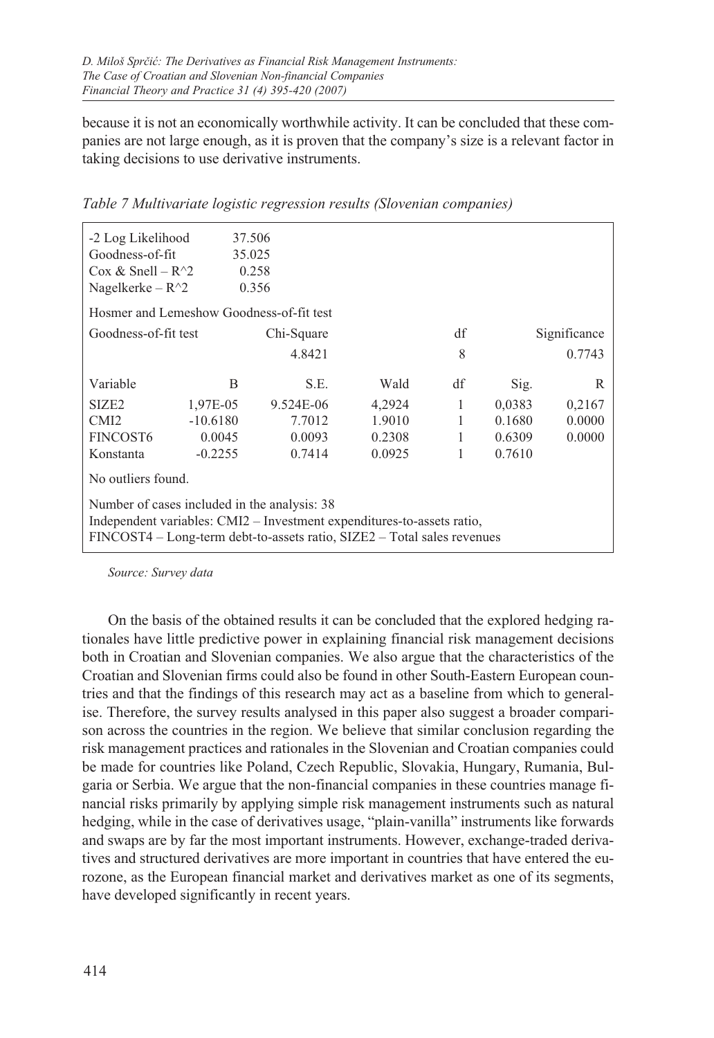because it is not an economically worthwhile activity. It can be concluded that these companies are not large enough, as it is proven that the company's size is a relevant factor in taking decisions to use derivative instruments.

*Table 7 Multivariate logistic regression results (Slovenian companies)*

| -2 Log Likelihood | 37.506 | | | | | |
|---|---|---|---|---|---|---|
| Goodness-of-fit | 35.025 | | | | | |
| Cox & Snell – R^2 | 0.258 | | | | | |
| Nagelkerke – R^2 | 0.356 | | | | | |
| Hosmer and Lemeshow Goodness-of-fit test | | | | | | |
| Goodness-of-fit test | | Chi-Square | | df | | Significance |
| | | 4.8421 | | 8 | | 0.7743 |
| Variable | B | S.E. | Wald | df | Sig. | R |
| SIZE2 | 1,97E-05 | 9.524E-06 | 4,2924 | 1 | 0,0383 | 0,2167 |
| CMI2 | -10.6180 | 7.7012 | 1.9010 | 1 | 0.1680 | 0.0000 |
| FINCOST6 | 0.0045 | 0.0093 | 0.2308 | 1 | 0.6309 | 0.0000 |
| Konstanta | -0.2255 | 0.7414 | 0.0925 | 1 | 0.7610 | |
| No outliers found. | | | | | | |
| Number of cases included in the analysis: 38 | | | | | | |
| Independent variables: CMI2 – Investment expenditures-to-assets ratio, FINCOST4 – Long-term debt-to-assets ratio, SIZE2 – Total sales revenues | | | | | | |

*Source: Survey data*

On the basis of the obtained results it can be concluded that the explored hedging rationales have little predictive power in explaining financial risk management decisions both in Croatian and Slovenian companies. We also argue that the characteristics of the Croatian and Slovenian firms could also be found in other South-Eastern European countries and that the findings of this research may act as a baseline from which to generalise. Therefore, the survey results analysed in this paper also suggest a broader comparison across the countries in the region. We believe that similar conclusion regarding the risk management practices and rationales in the Slovenian and Croatian companies could be made for countries like Poland, Czech Republic, Slovakia, Hungary, Rumania, Bulgaria or Serbia. We argue that the non-financial companies in these countries manage financial risks primarily by applying simple risk management instruments such as natural hedging, while in the case of derivatives usage, "plain-vanilla" instruments like forwards and swaps are by far the most important instruments. However, exchange-traded derivatives and structured derivatives are more important in countries that have entered the eurozone, as the European financial market and derivatives market as one of its segments, have developed significantly in recent years.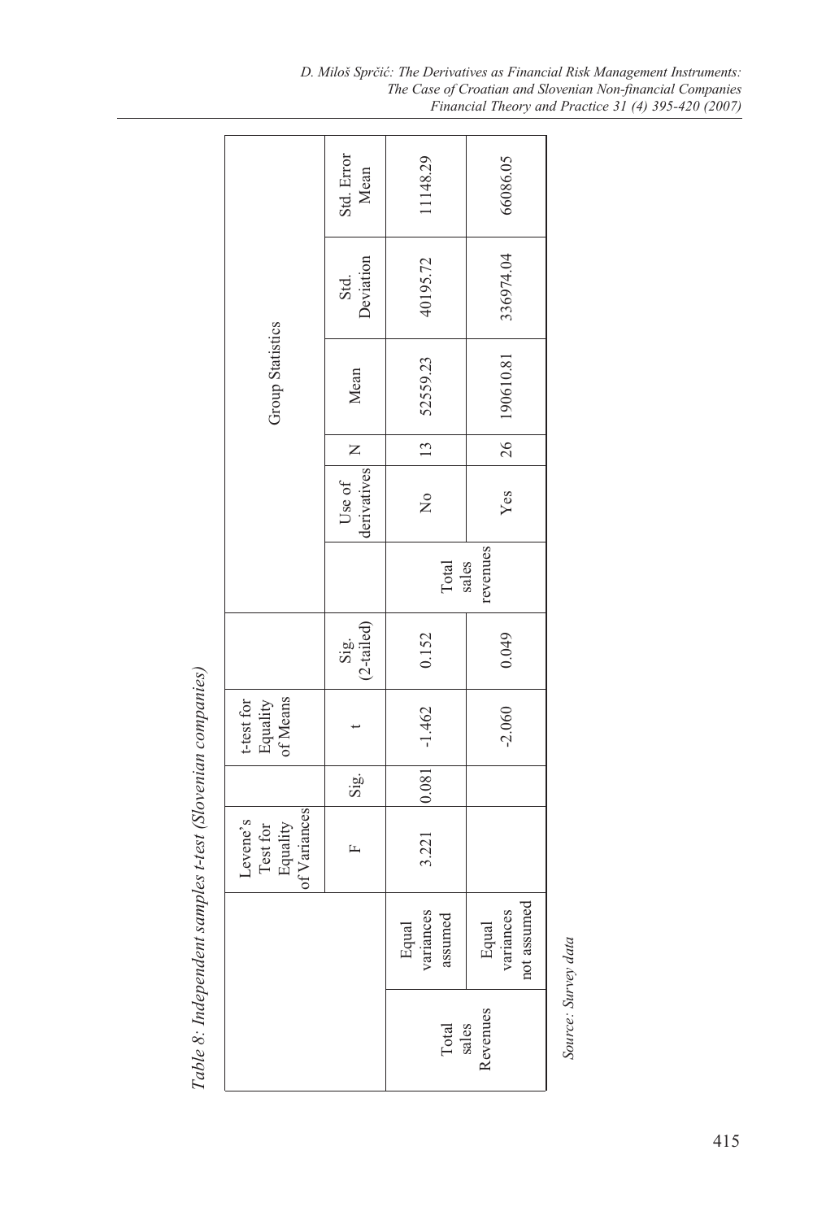*Table 8: Independent samples t-test (Slovenian companies)*

| | | Levene's Test for Equality of Variances | | t-test for Equality of Means | | Group Statistics | | | | | |
|---|---|---|---|---|---|---|---|---|---|---|---|
| | | F | Sig. | t | Sig. (2-tailed) | | Use of derivatives | N | Mean | Std. Deviation | Std. Error Mean |
| Total sales Revenues | Equal variances assumed | 3.221 | 0.081 | -1.462 | 0.152 | Total sales revenues | No | 13 | 52559.23 | 40195.72 | 11148.29 |
| | Equal variances not assumed | | | -2.060 | 0.049 | | Yes | 26 | 190610.81 | 336974.04 | 66086.05 |

*Source: Survey data*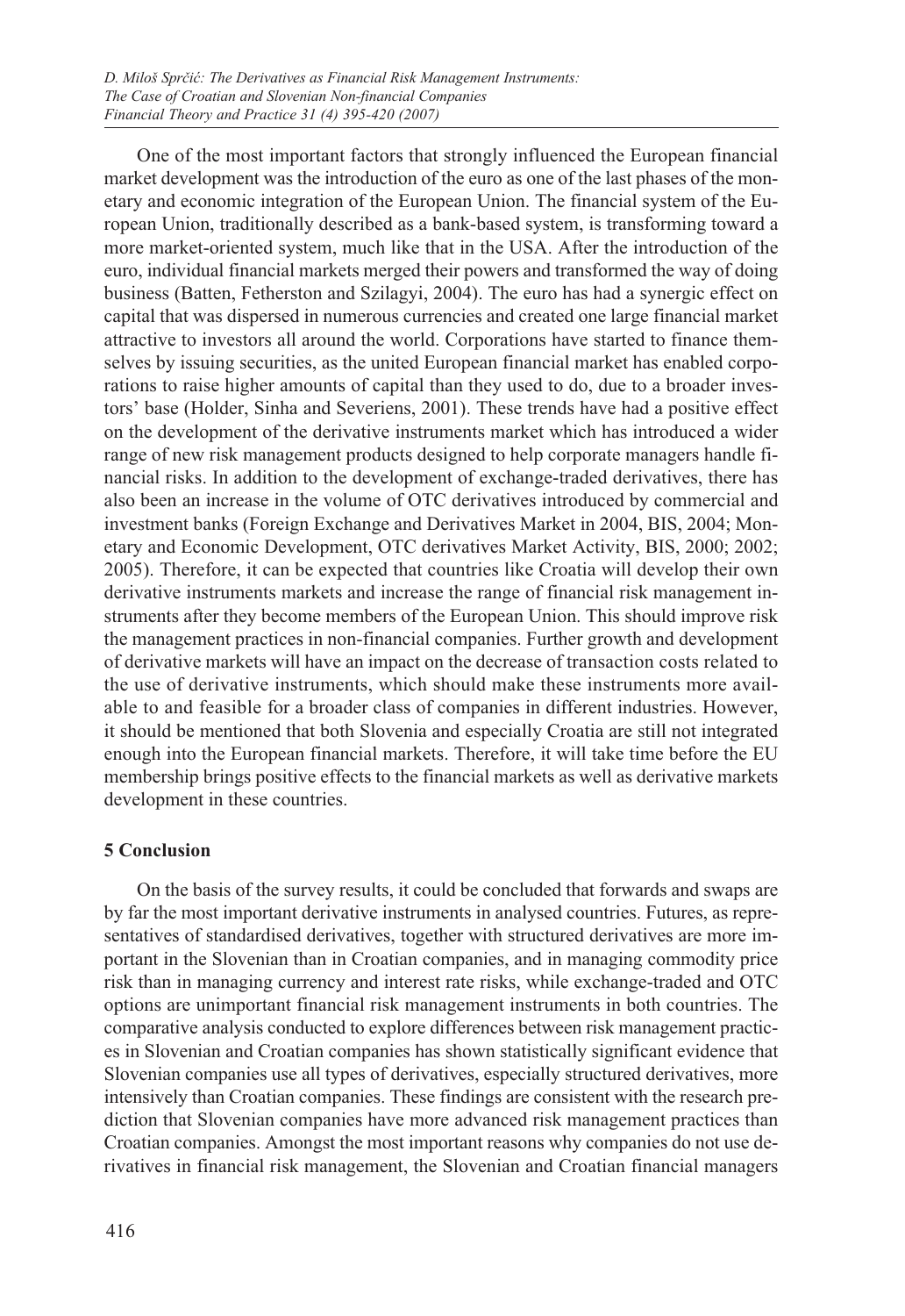One of the most important factors that strongly influenced the European financial market development was the introduction of the euro as one of the last phases of the monetary and economic integration of the European Union. The financial system of the European Union, traditionally described as a bank-based system, is transforming toward a more market-oriented system, much like that in the USA. After the introduction of the euro, individual financial markets merged their powers and transformed the way of doing business (Batten, Fetherston and Szilagyi, 2004). The euro has had a synergic effect on capital that was dispersed in numerous currencies and created one large financial market attractive to investors all around the world. Corporations have started to finance themselves by issuing securities, as the united European financial market has enabled corporations to raise higher amounts of capital than they used to do, due to a broader investors' base (Holder, Sinha and Severiens, 2001). These trends have had a positive effect on the development of the derivative instruments market which has introduced a wider range of new risk management products designed to help corporate managers handle financial risks. In addition to the development of exchange-traded derivatives, there has also been an increase in the volume of OTC derivatives introduced by commercial and investment banks (Foreign Exchange and Derivatives Market in 2004, BIS, 2004; Monetary and Economic Development, OTC derivatives Market Activity, BIS, 2000; 2002; 2005). Therefore, it can be expected that countries like Croatia will develop their own derivative instruments markets and increase the range of financial risk management instruments after they become members of the European Union. This should improve risk the management practices in non-financial companies. Further growth and development of derivative markets will have an impact on the decrease of transaction costs related to the use of derivative instruments, which should make these instruments more available to and feasible for a broader class of companies in different industries. However, it should be mentioned that both Slovenia and especially Croatia are still not integrated enough into the European financial markets. Therefore, it will take time before the EU membership brings positive effects to the financial markets as well as derivative markets development in these countries.

## 5 Conclusion

On the basis of the survey results, it could be concluded that forwards and swaps are by far the most important derivative instruments in analysed countries. Futures, as representatives of standardised derivatives, together with structured derivatives are more important in the Slovenian than in Croatian companies, and in managing commodity price risk than in managing currency and interest rate risks, while exchange-traded and OTC options are unimportant financial risk management instruments in both countries. The comparative analysis conducted to explore differences between risk management practices in Slovenian and Croatian companies has shown statistically significant evidence that Slovenian companies use all types of derivatives, especially structured derivatives, more intensively than Croatian companies. These findings are consistent with the research prediction that Slovenian companies have more advanced risk management practices than Croatian companies. Amongst the most important reasons why companies do not use derivatives in financial risk management, the Slovenian and Croatian financial managers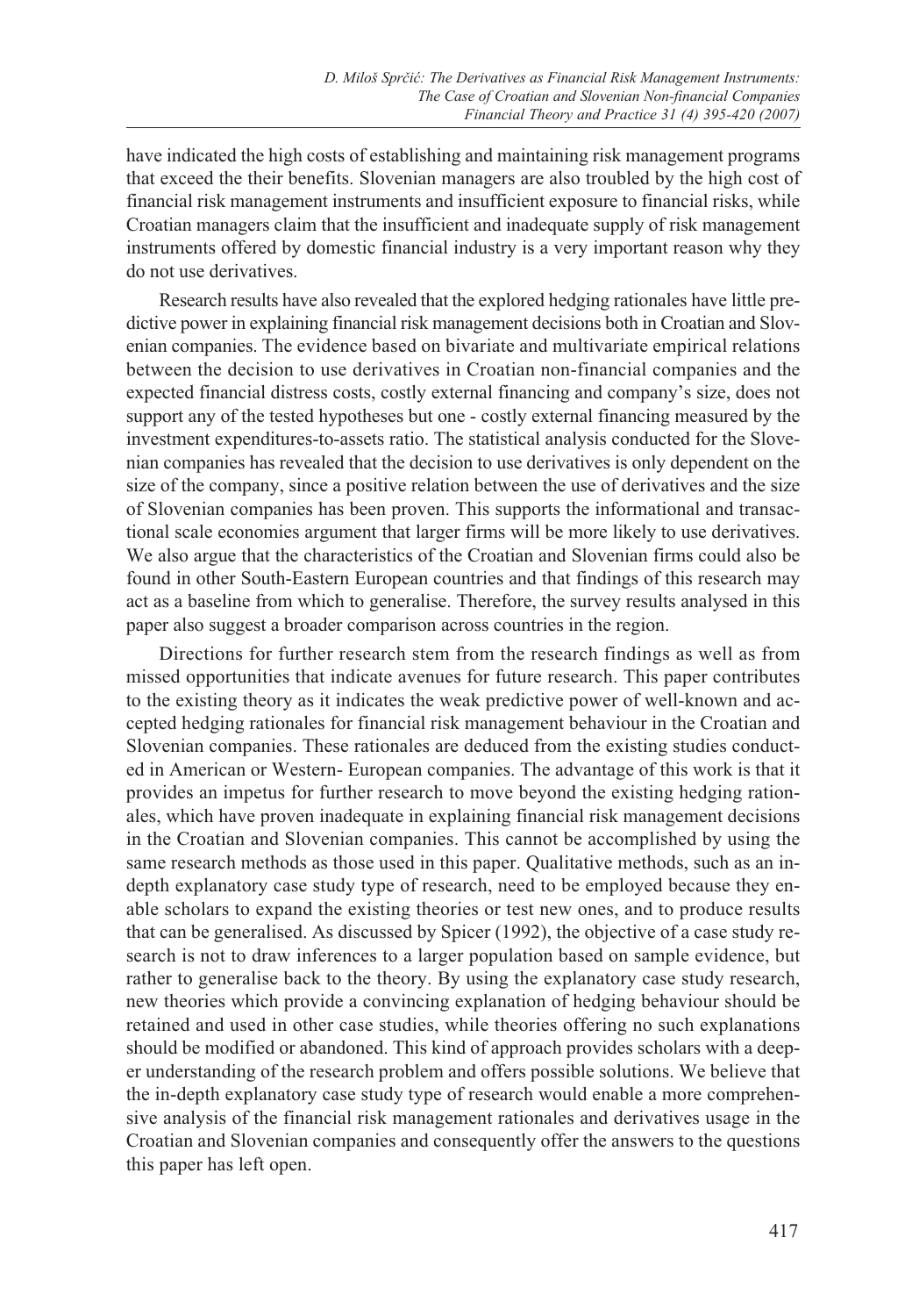have indicated the high costs of establishing and maintaining risk management programs that exceed the their benefits. Slovenian managers are also troubled by the high cost of financial risk management instruments and insufficient exposure to financial risks, while Croatian managers claim that the insufficient and inadequate supply of risk management instruments offered by domestic financial industry is a very important reason why they do not use derivatives.

Research results have also revealed that the explored hedging rationales have little predictive power in explaining financial risk management decisions both in Croatian and Slovenian companies. The evidence based on bivariate and multivariate empirical relations between the decision to use derivatives in Croatian non-financial companies and the expected financial distress costs, costly external financing and company's size, does not support any of the tested hypotheses but one - costly external financing measured by the investment expenditures-to-assets ratio. The statistical analysis conducted for the Slovenian companies has revealed that the decision to use derivatives is only dependent on the size of the company, since a positive relation between the use of derivatives and the size of Slovenian companies has been proven. This supports the informational and transactional scale economies argument that larger firms will be more likely to use derivatives. We also argue that the characteristics of the Croatian and Slovenian firms could also be found in other South-Eastern European countries and that findings of this research may act as a baseline from which to generalise. Therefore, the survey results analysed in this paper also suggest a broader comparison across countries in the region.

Directions for further research stem from the research findings as well as from missed opportunities that indicate avenues for future research. This paper contributes to the existing theory as it indicates the weak predictive power of well-known and accepted hedging rationales for financial risk management behaviour in the Croatian and Slovenian companies. These rationales are deduced from the existing studies conducted in American or Western- European companies. The advantage of this work is that it provides an impetus for further research to move beyond the existing hedging rationales, which have proven inadequate in explaining financial risk management decisions in the Croatian and Slovenian companies. This cannot be accomplished by using the same research methods as those used in this paper. Qualitative methods, such as an in-depth explanatory case study type of research, need to be employed because they enable scholars to expand the existing theories or test new ones, and to produce results that can be generalised. As discussed by Spicer (1992), the objective of a case study research is not to draw inferences to a larger population based on sample evidence, but rather to generalise back to the theory. By using the explanatory case study research, new theories which provide a convincing explanation of hedging behaviour should be retained and used in other case studies, while theories offering no such explanations should be modified or abandoned. This kind of approach provides scholars with a deeper understanding of the research problem and offers possible solutions. We believe that the in-depth explanatory case study type of research would enable a more comprehensive analysis of the financial risk management rationales and derivatives usage in the Croatian and Slovenian companies and consequently offer the answers to the questions this paper has left open.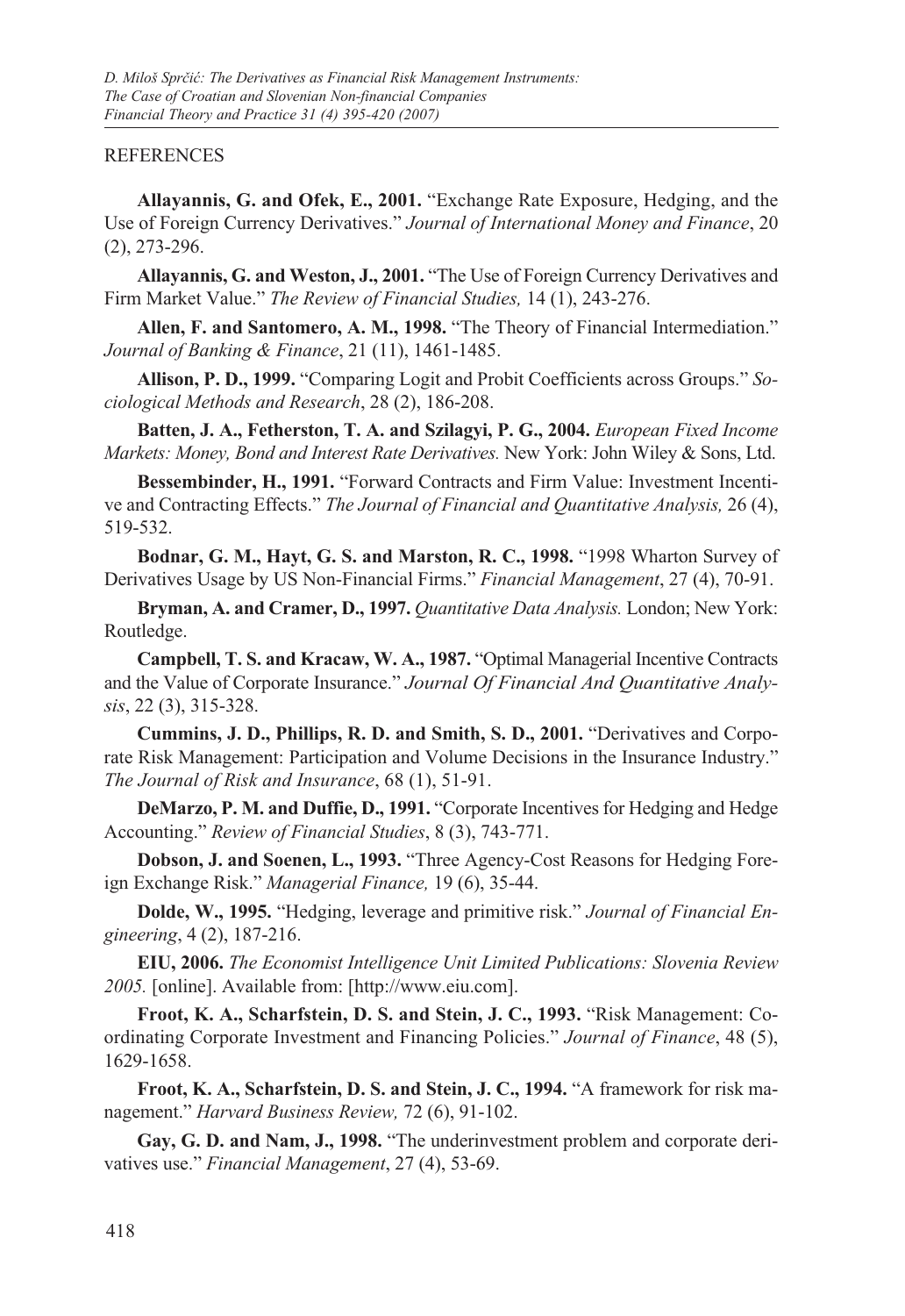## REFERENCES

**Allayannis, G. and Ofek, E., 2001.** "Exchange Rate Exposure, Hedging, and the Use of Foreign Currency Derivatives." *Journal of International Money and Finance*, 20 (2), 273-296.

**Allayannis, G. and Weston, J., 2001.** "The Use of Foreign Currency Derivatives and Firm Market Value." *The Review of Financial Studies,* 14 (1), 243-276.

**Allen, F. and Santomero, A. M., 1998.** "The Theory of Financial Intermediation." *Journal of Banking & Finance*, 21 (11), 1461-1485.

**Allison, P. D., 1999.** "Comparing Logit and Probit Coefficients across Groups." *Sociological Methods and Research*, 28 (2), 186-208.

**Batten, J. A., Fetherston, T. A. and Szilagyi, P. G., 2004.** *European Fixed Income Markets: Money, Bond and Interest Rate Derivatives.* New York: John Wiley & Sons, Ltd.

**Bessembinder, H., 1991.** "Forward Contracts and Firm Value: Investment Incentive and Contracting Effects." *The Journal of Financial and Quantitative Analysis,* 26 (4), 519-532.

**Bodnar, G. M., Hayt, G. S. and Marston, R. C., 1998.** "1998 Wharton Survey of Derivatives Usage by US Non-Financial Firms." *Financial Management*, 27 (4), 70-91.

**Bryman, A. and Cramer, D., 1997.** *Quantitative Data Analysis.* London; New York: Routledge.

**Campbell, T. S. and Kracaw, W. A., 1987.** "Optimal Managerial Incentive Contracts and the Value of Corporate Insurance." *Journal Of Financial And Quantitative Analysis*, 22 (3), 315-328.

**Cummins, J. D., Phillips, R. D. and Smith, S. D., 2001.** "Derivatives and Corporate Risk Management: Participation and Volume Decisions in the Insurance Industry." *The Journal of Risk and Insurance*, 68 (1), 51-91.

**DeMarzo, P. M. and Duffie, D., 1991.** "Corporate Incentives for Hedging and Hedge Accounting." *Review of Financial Studies*, 8 (3), 743-771.

**Dobson, J. and Soenen, L., 1993.** "Three Agency-Cost Reasons for Hedging Foreign Exchange Risk." *Managerial Finance,* 19 (6), 35-44.

**Dolde, W., 1995.** "Hedging, leverage and primitive risk." *Journal of Financial Engineering*, 4 (2), 187-216.

**EIU, 2006.** *The Economist Intelligence Unit Limited Publications: Slovenia Review 2005.* [online]. Available from: [http://www.eiu.com].

**Froot, K. A., Scharfstein, D. S. and Stein, J. C., 1993.** "Risk Management: Coordinating Corporate Investment and Financing Policies." *Journal of Finance*, 48 (5), 1629-1658.

**Froot, K. A., Scharfstein, D. S. and Stein, J. C., 1994.** "A framework for risk management." *Harvard Business Review,* 72 (6), 91-102.

**Gay, G. D. and Nam, J., 1998.** "The underinvestment problem and corporate derivatives use." *Financial Management*, 27 (4), 53-69.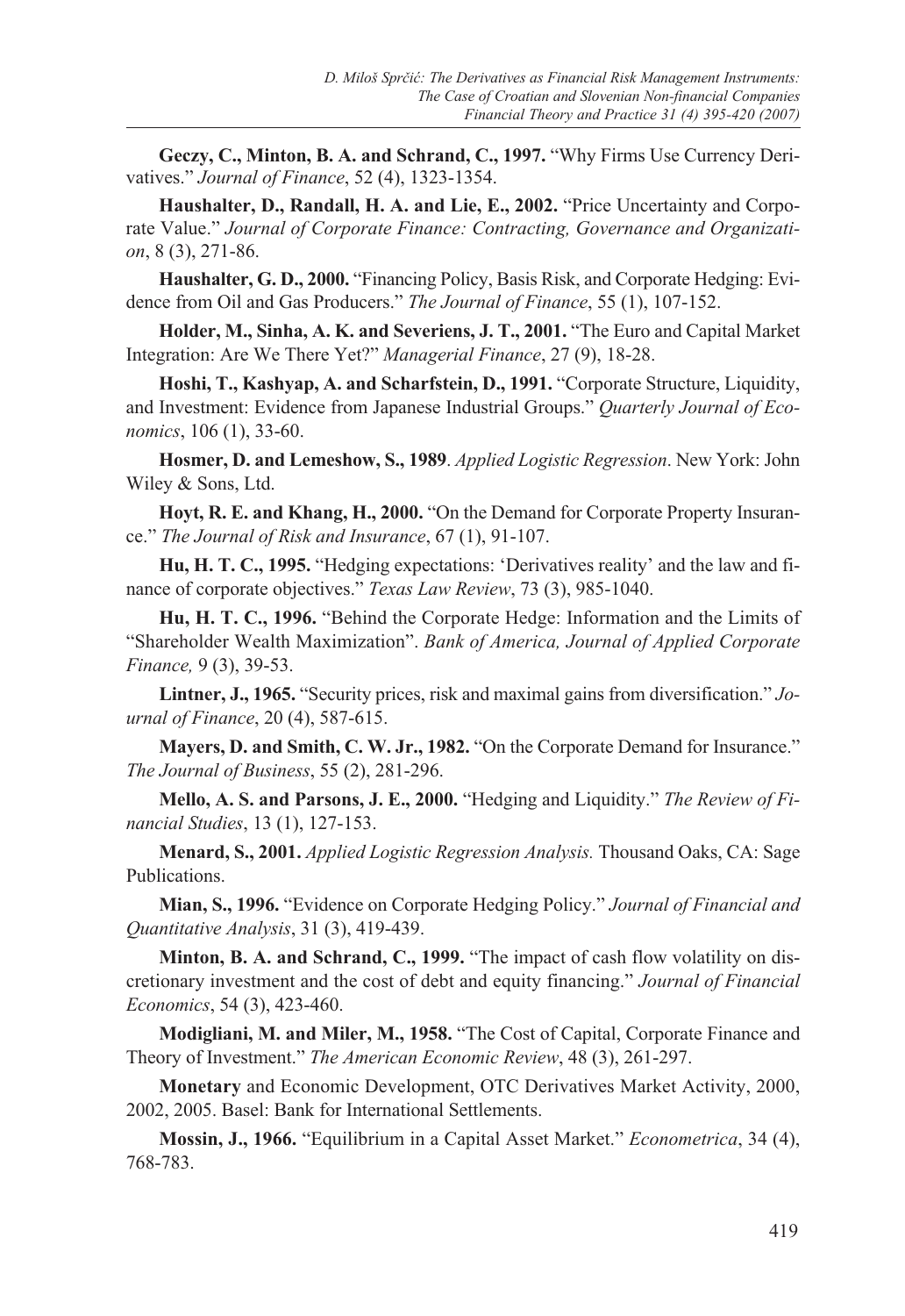**Geczy, C., Minton, B. A. and Schrand, C., 1997.** "Why Firms Use Currency Derivatives." *Journal of Finance*, 52 (4), 1323-1354.

**Haushalter, D., Randall, H. A. and Lie, E., 2002.** "Price Uncertainty and Corporate Value." *Journal of Corporate Finance: Contracting, Governance and Organization*, 8 (3), 271-86.

**Haushalter, G. D., 2000.** "Financing Policy, Basis Risk, and Corporate Hedging: Evidence from Oil and Gas Producers." *The Journal of Finance*, 55 (1), 107-152.

**Holder, M., Sinha, A. K. and Severiens, J. T., 2001.** "The Euro and Capital Market Integration: Are We There Yet?" *Managerial Finance*, 27 (9), 18-28.

**Hoshi, T., Kashyap, A. and Scharfstein, D., 1991.** "Corporate Structure, Liquidity, and Investment: Evidence from Japanese Industrial Groups." *Quarterly Journal of Economics*, 106 (1), 33-60.

**Hosmer, D. and Lemeshow, S., 1989**. *Applied Logistic Regression*. New York: John Wiley & Sons, Ltd.

**Hoyt, R. E. and Khang, H., 2000.** "On the Demand for Corporate Property Insurance." *The Journal of Risk and Insurance*, 67 (1), 91-107.

**Hu, H. T. C., 1995.** "Hedging expectations: 'Derivatives reality' and the law and finance of corporate objectives." *Texas Law Review*, 73 (3), 985-1040.

**Hu, H. T. C., 1996.** "Behind the Corporate Hedge: Information and the Limits of "Shareholder Wealth Maximization". *Bank of America, Journal of Applied Corporate Finance,* 9 (3), 39-53.

**Lintner, J., 1965.** "Security prices, risk and maximal gains from diversification." *Journal of Finance*, 20 (4), 587-615.

**Mayers, D. and Smith, C. W. Jr., 1982.** "On the Corporate Demand for Insurance." *The Journal of Business*, 55 (2), 281-296.

**Mello, A. S. and Parsons, J. E., 2000.** "Hedging and Liquidity." *The Review of Financial Studies*, 13 (1), 127-153.

**Menard, S., 2001.** *Applied Logistic Regression Analysis.* Thousand Oaks, CA: Sage Publications.

**Mian, S., 1996.** "Evidence on Corporate Hedging Policy." *Journal of Financial and Quantitative Analysis*, 31 (3), 419-439.

**Minton, B. A. and Schrand, C., 1999.** "The impact of cash flow volatility on discretionary investment and the cost of debt and equity financing." *Journal of Financial Economics*, 54 (3), 423-460.

**Modigliani, M. and Miler, M., 1958.** "The Cost of Capital, Corporate Finance and Theory of Investment." *The American Economic Review*, 48 (3), 261-297.

**Monetary** and Economic Development, OTC Derivatives Market Activity, 2000, 2002, 2005. Basel: Bank for International Settlements.

**Mossin, J., 1966.** "Equilibrium in a Capital Asset Market." *Econometrica*, 34 (4), 768-783.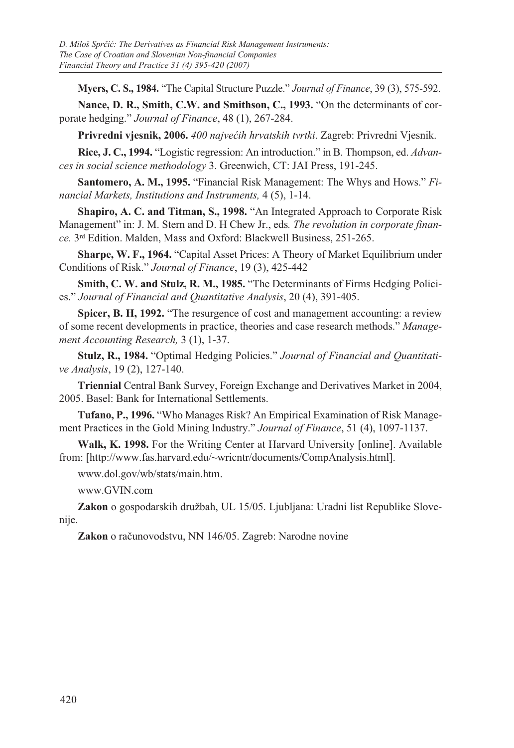**Myers, C. S., 1984.** "The Capital Structure Puzzle." *Journal of Finance*, 39 (3), 575-592.

**Nance, D. R., Smith, C.W. and Smithson, C., 1993.** "On the determinants of corporate hedging." *Journal of Finance*, 48 (1), 267-284.

**Privredni vjesnik, 2006.** *400 najvećih hrvatskih tvrtki*. Zagreb: Privredni Vjesnik.

**Rice, J. C., 1994.** "Logistic regression: An introduction." in B. Thompson, ed. *Advances in social science methodology* 3. Greenwich, CT: JAI Press, 191-245.

**Santomero, A. M., 1995.** "Financial Risk Management: The Whys and Hows." *Financial Markets, Institutions and Instruments,* 4 (5), 1-14.

**Shapiro, A. C. and Titman, S., 1998.** "An Integrated Approach to Corporate Risk Management" in: J. M. Stern and D. H Chew Jr., eds*. The revolution in corporate finance.* 3rd Edition. Malden, Mass and Oxford: Blackwell Business, 251-265.

**Sharpe, W. F., 1964.** "Capital Asset Prices: A Theory of Market Equilibrium under Conditions of Risk." *Journal of Finance*, 19 (3), 425-442

**Smith, C. W. and Stulz, R. M., 1985.** "The Determinants of Firms Hedging Policies." *Journal of Financial and Quantitative Analysis*, 20 (4), 391-405.

**Spicer, B. H, 1992.** "The resurgence of cost and management accounting: a review of some recent developments in practice, theories and case research methods." *Management Accounting Research,* 3 (1), 1-37.

**Stulz, R., 1984.** "Optimal Hedging Policies." *Journal of Financial and Quantitative Analysis*, 19 (2), 127-140.

**Triennial** Central Bank Survey, Foreign Exchange and Derivatives Market in 2004, 2005. Basel: Bank for International Settlements.

**Tufano, P., 1996.** "Who Manages Risk? An Empirical Examination of Risk Management Practices in the Gold Mining Industry." *Journal of Finance*, 51 (4), 1097-1137.

**Walk, K. 1998.** For the Writing Center at Harvard University [online]. Available from: [http://www.fas.harvard.edu/~wricntr/documents/CompAnalysis.html].

www.dol.gov/wb/stats/main.htm.

www.GVIN.com

**Zakon** o gospodarskih družbah, UL 15/05. Ljubljana: Uradni list Republike Slovenije.

**Zakon** o računovodstvu, NN 146/05. Zagreb: Narodne novine